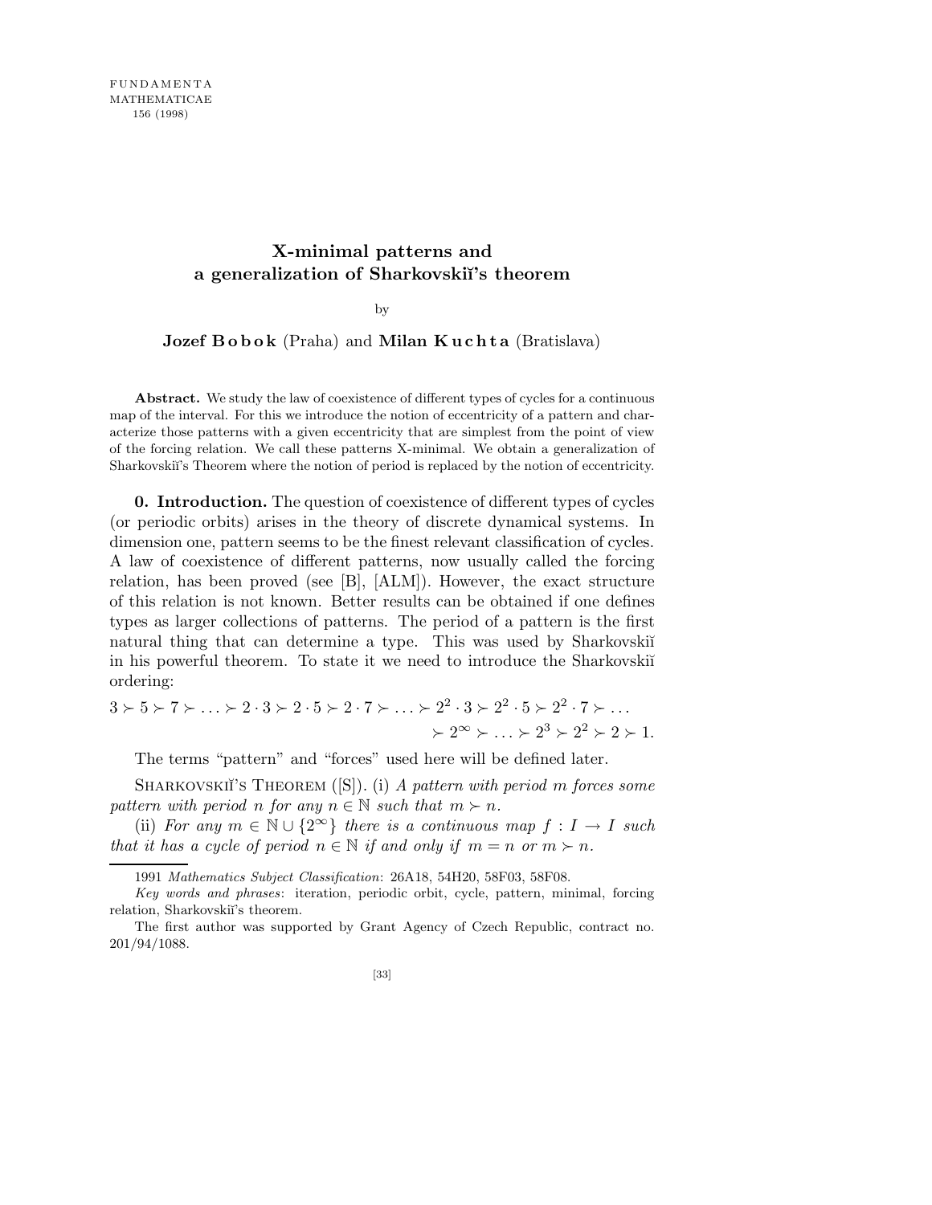FUNDAMENTA MATHEMATICAE 156 (1998)

# X-minimal patterns and a generalization of Sharkovskiĭ's theorem

by

**Jozef Bobok** (Praha) and **Milan Kuchta** (Bratislava)

**Abstract.** We study the law of coexistence of different types of cycles for a continuous map of the interval. For this we introduce the notion of eccentricity of a pattern and characterize those patterns with a given eccentricity that are simplest from the point of view of the forcing relation. We call these patterns X-minimal. We obtain a generalization of Sharkovskiĭ's Theorem where the notion of period is replaced by the notion of eccentricity.

**0. Introduction.** The question of coexistence of different types of cycles (or periodic orbits) arises in the theory of discrete dynamical systems. In dimension one, pattern seems to be the finest relevant classification of cycles. A law of coexistence of different patterns, now usually called the forcing relation, has been proved (see [B], [ALM]). However, the exact structure of this relation is not known. Better results can be obtained if one defines types as larger collections of patterns. The period of a pattern is the first natural thing that can determine a type. This was used by Sharkovskiĭ in his powerful theorem. To state it we need to introduce the Sharkovskiĭ ordering:

$$3 \succ 5 \succ 7 \succ \ldots \succ 2 \cdot 3 \succ 2 \cdot 5 \succ 2 \cdot 7 \succ \ldots \succ 2^2 \cdot 3 \succ 2^2 \cdot 5 \succ 2^2 \cdot 7 \succ \ldots \succ 2^\infty \succ \ldots \succ 2^3 \succ 2^2 \succ 2 \succ 1.$$

The terms "pattern" and "forces" used here will be defined later.

Sharkovskiĭ's Theorem ([S]). (i) *A pattern with period $m$ forces some pattern with period $n$ for any $n \in \mathbb{N}$ such that $m \succ n$.*

(ii) *For any $m \in \mathbb{N} \cup \{2^\infty\}$ there is a continuous map $f : I \to I$ such that it has a cycle of period $n \in \mathbb{N}$ if and only if $m = n$ or $m \succ n$.*

1991 *Mathematics Subject Classification*: 26A18, 54H20, 58F03, 58F08.

*Key words and phrases*: iteration, periodic orbit, cycle, pattern, minimal, forcing relation, Sharkovskiĭ's theorem.

The first author was supported by Grant Agency of Czech Republic, contract no. 201/94/1088.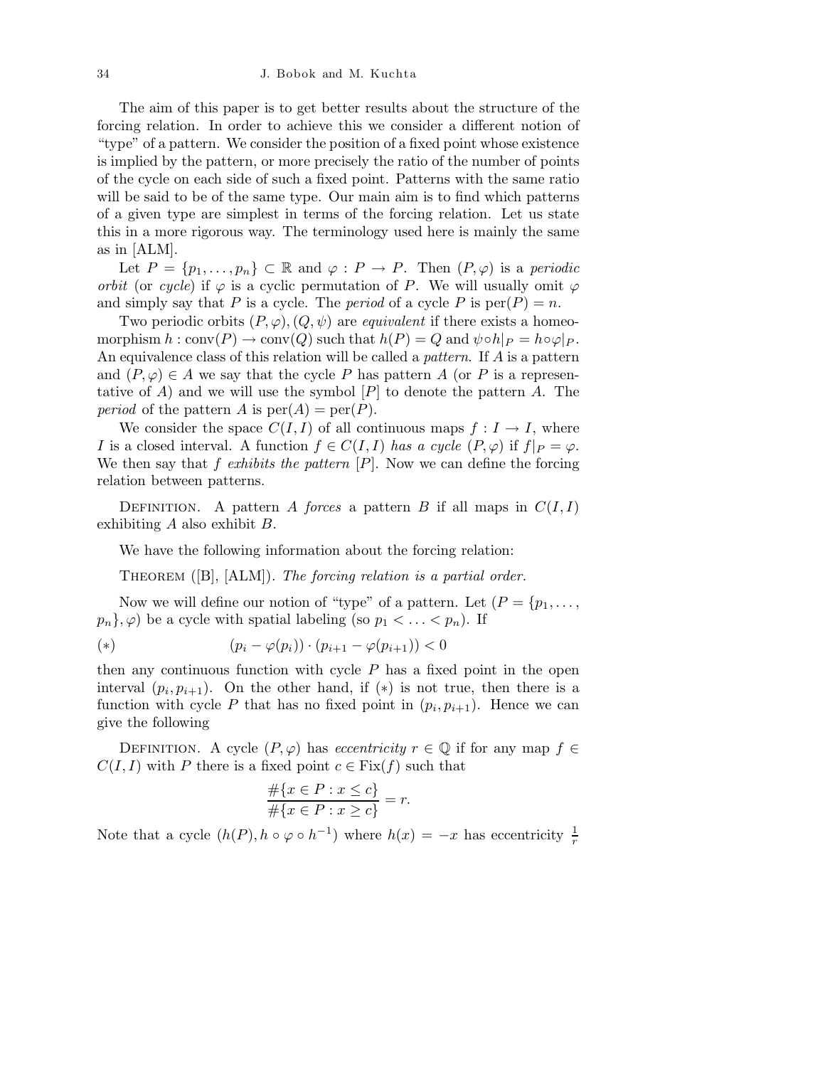The aim of this paper is to get better results about the structure of the forcing relation. In order to achieve this we consider a different notion of "type" of a pattern. We consider the position of a fixed point whose existence is implied by the pattern, or more precisely the ratio of the number of points of the cycle on each side of such a fixed point. Patterns with the same ratio will be said to be of the same type. Our main aim is to find which patterns of a given type are simplest in terms of the forcing relation. Let us state this in a more rigorous way. The terminology used here is mainly the same as in [ALM].

Let $P = \{p_1, \ldots, p_n\} \subset \mathbb{R}$ and $\varphi : P \to P$. Then $(P, \varphi)$ is a *periodic orbit* (or *cycle*) if $\varphi$ is a cyclic permutation of $P$. We will usually omit $\varphi$ and simply say that $P$ is a cycle. The *period* of a cycle $P$ is $\mathrm{per}(P) = n$.

Two periodic orbits $(P, \varphi), (Q, \psi)$ are *equivalent* if there exists a homeomorphism $h : \mathrm{conv}(P) \to \mathrm{conv}(Q)$ such that $h(P) = Q$ and $\psi \circ h|_P = h \circ \varphi|_P$. An equivalence class of this relation will be called a *pattern*. If $A$ is a pattern and $(P, \varphi) \in A$ we say that the cycle $P$ has pattern $A$ (or $P$ is a representative of $A$) and we will use the symbol $[P]$ to denote the pattern $A$. The *period* of the pattern $A$ is $\mathrm{per}(A) = \mathrm{per}(P)$.

We consider the space $C(I, I)$ of all continuous maps $f : I \to I$, where $I$ is a closed interval. A function $f \in C(I, I)$ *has a cycle* $(P, \varphi)$ if $f|_P = \varphi$. We then say that $f$ *exhibits the pattern* $[P]$. Now we can define the forcing relation between patterns.

Definition. A pattern $A$ *forces* a pattern $B$ if all maps in $C(I, I)$ exhibiting $A$ also exhibit $B$.

We have the following information about the forcing relation:

Theorem ([B], [ALM]). *The forcing relation is a partial order.*

Now we will define our notion of "type" of a pattern. Let $(P = \{p_1, \ldots, p_n\}, \varphi)$ be a cycle with spatial labeling (so $p_1 < \ldots < p_n$). If

$$(*) \qquad (p_i - \varphi(p_i)) \cdot (p_{i+1} - \varphi(p_{i+1})) < 0$$

then any continuous function with cycle $P$ has a fixed point in the open interval $(p_i, p_{i+1})$. On the other hand, if $(*)$ is not true, then there is a function with cycle $P$ that has no fixed point in $(p_i, p_{i+1})$. Hence we can give the following

Definition. A cycle $(P, \varphi)$ has *eccentricity* $r \in \mathbb{Q}$ if for any map $f \in C(I, I)$ with $P$ there is a fixed point $c \in \mathrm{Fix}(f)$ such that

$$\frac{\#\{x \in P : x \leq c\}}{\#\{x \in P : x \geq c\}} = r.$$

Note that a cycle $(h(P), h \circ \varphi \circ h^{-1})$ where $h(x) = -x$ has eccentricity $\frac{1}{r}$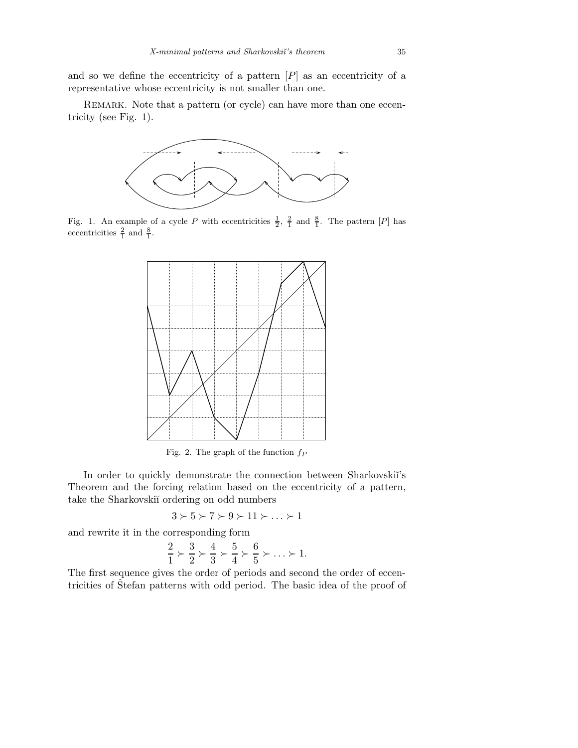and so we define the eccentricity of a pattern $[P]$ as an eccentricity of a representative whose eccentricity is not smaller than one.

Remark. Note that a pattern (or cycle) can have more than one eccentricity (see Fig. 1).

Fig. 1. An example of a cycle $P$ with eccentricities $\frac{1}{2}$, $\frac{2}{1}$ and $\frac{8}{1}$. The pattern $[P]$ has eccentricities $\frac{2}{1}$ and $\frac{8}{1}$.

Fig. 2. The graph of the function $f_P$

In order to quickly demonstrate the connection between Sharkovskiĭ's Theorem and the forcing relation based on the eccentricity of a pattern, take the Sharkovskiĭ ordering on odd numbers

$$3 \succ 5 \succ 7 \succ 9 \succ 11 \succ \ldots \succ 1$$

and rewrite it in the corresponding form

$$\frac{2}{1} \succ \frac{3}{2} \succ \frac{4}{3} \succ \frac{5}{4} \succ \frac{6}{5} \succ \ldots \succ 1.$$

The first sequence gives the order of periods and second the order of eccentricities of Štefan patterns with odd period. The basic idea of the proof of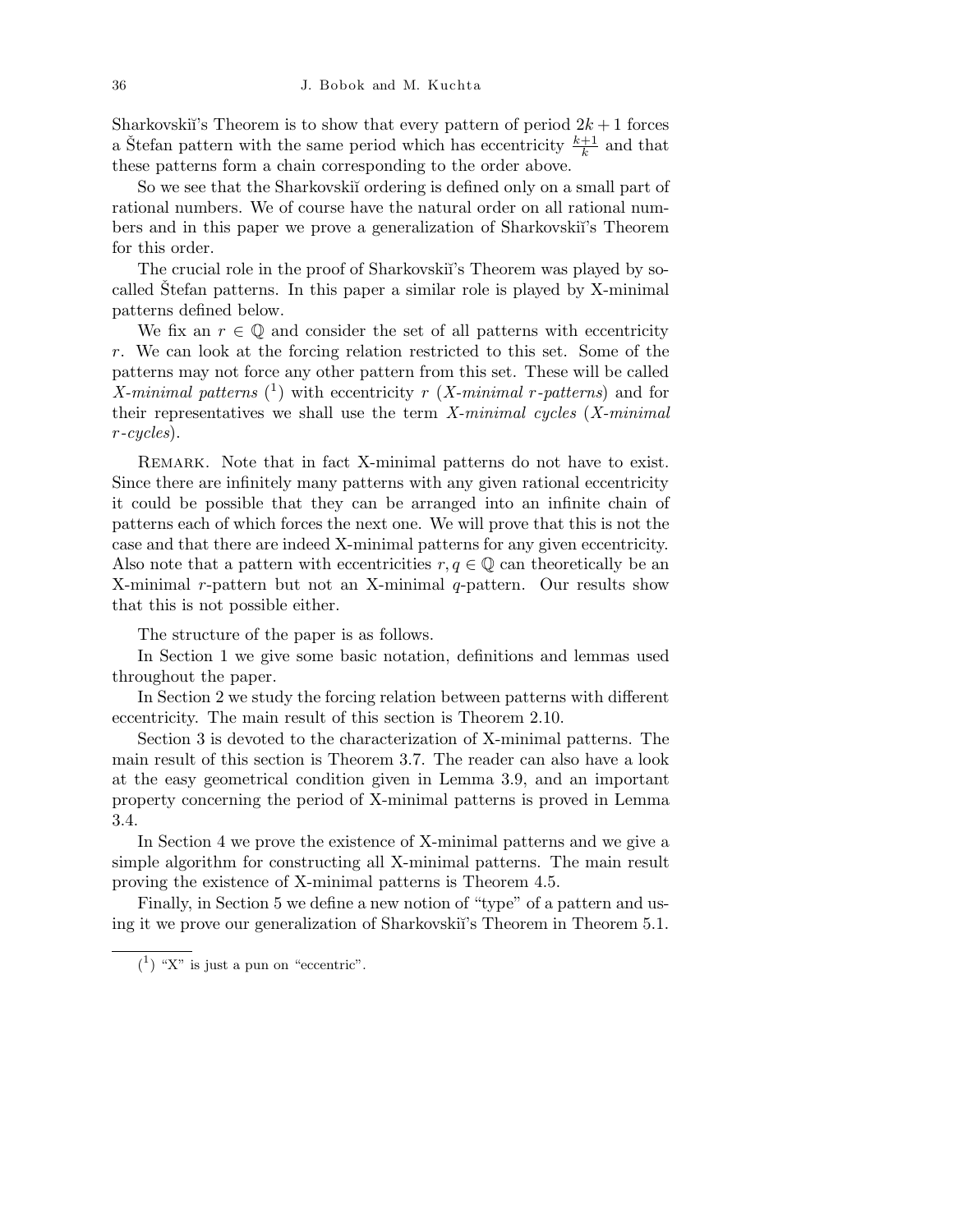Sharkovskiĭ's Theorem is to show that every pattern of period $2k+1$ forces a Štefan pattern with the same period which has eccentricity $\frac{k+1}{k}$ and that these patterns form a chain corresponding to the order above.

So we see that the Sharkovskiĭ ordering is defined only on a small part of rational numbers. We of course have the natural order on all rational numbers and in this paper we prove a generalization of Sharkovskiĭ's Theorem for this order.

The crucial role in the proof of Sharkovskiĭ's Theorem was played by so-called Štefan patterns. In this paper a similar role is played by X-minimal patterns defined below.

We fix an $r \in \mathbb{Q}$ and consider the set of all patterns with eccentricity $r$. We can look at the forcing relation restricted to this set. Some of the patterns may not force any other pattern from this set. These will be called *X-minimal patterns* ([1]) with eccentricity $r$ (*X-minimal $r$-patterns*) and for their representatives we shall use the term *X-minimal cycles* (*X-minimal $r$-cycles*).

Remark. Note that in fact X-minimal patterns do not have to exist. Since there are infinitely many patterns with any given rational eccentricity it could be possible that they can be arranged into an infinite chain of patterns each of which forces the next one. We will prove that this is not the case and that there are indeed X-minimal patterns for any given eccentricity. Also note that a pattern with eccentricities $r, q \in \mathbb{Q}$ can theoretically be an X-minimal $r$-pattern but not an X-minimal $q$-pattern. Our results show that this is not possible either.

The structure of the paper is as follows.

In Section 1 we give some basic notation, definitions and lemmas used throughout the paper.

In Section 2 we study the forcing relation between patterns with different eccentricity. The main result of this section is Theorem 2.10.

Section 3 is devoted to the characterization of X-minimal patterns. The main result of this section is Theorem 3.7. The reader can also have a look at the easy geometrical condition given in Lemma 3.9, and an important property concerning the period of X-minimal patterns is proved in Lemma 3.4.

In Section 4 we prove the existence of X-minimal patterns and we give a simple algorithm for constructing all X-minimal patterns. The main result proving the existence of X-minimal patterns is Theorem 4.5.

Finally, in Section 5 we define a new notion of "type" of a pattern and using it we prove our generalization of Sharkovskiĭ's Theorem in Theorem 5.1.

[1] "X" is just a pun on "eccentric".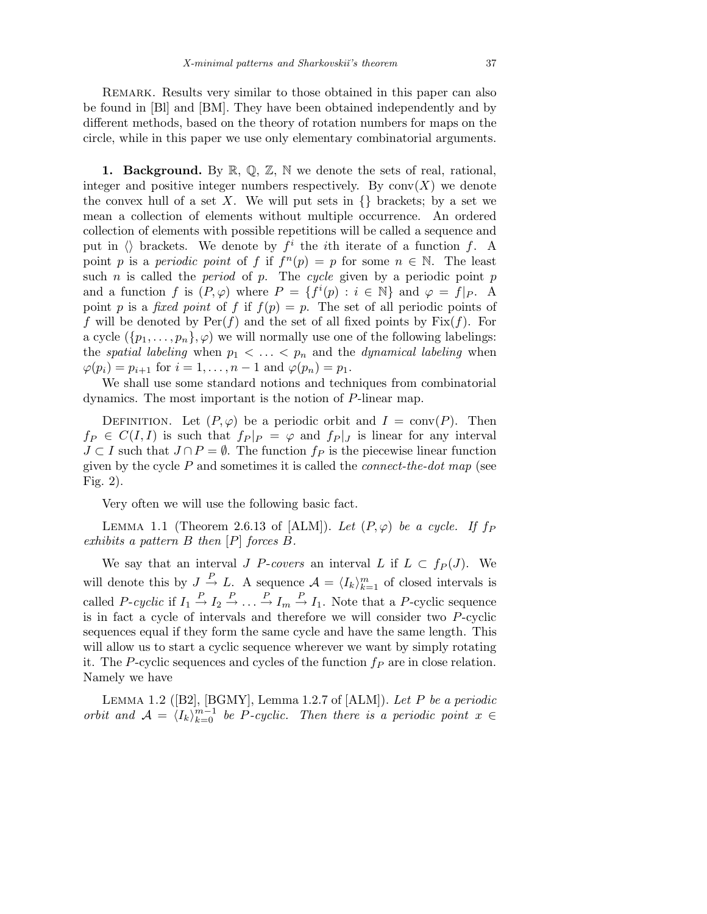Remark. Results very similar to those obtained in this paper can also be found in [Bl] and [BM]. They have been obtained independently and by different methods, based on the theory of rotation numbers for maps on the circle, while in this paper we use only elementary combinatorial arguments.

**1. Background.** By $\mathbb{R}$, $\mathbb{Q}$, $\mathbb{Z}$, $\mathbb{N}$ we denote the sets of real, rational, integer and positive integer numbers respectively. By $\operatorname{conv}(X)$ we denote the convex hull of a set $X$. We will put sets in $\{\}$ brackets; by a set we mean a collection of elements without multiple occurrence. An ordered collection of elements with possible repetitions will be called a sequence and put in $\langle\rangle$ brackets. We denote by $f^i$ the $i$th iterate of a function $f$. A point $p$ is a *periodic point* of $f$ if $f^n(p) = p$ for some $n \in \mathbb{N}$. The least such $n$ is called the *period* of $p$. The *cycle* given by a periodic point $p$ and a function $f$ is $(P, \varphi)$ where $P = \{f^i(p) : i \in \mathbb{N}\}$ and $\varphi = f|_P$. A point $p$ is a *fixed point* of $f$ if $f(p) = p$. The set of all periodic points of $f$ will be denoted by $\operatorname{Per}(f)$ and the set of all fixed points by $\operatorname{Fix}(f)$. For a cycle $(\{p_1, \ldots, p_n\}, \varphi)$ we will normally use one of the following labelings: the *spatial labeling* when $p_1 < \ldots < p_n$ and the *dynamical labeling* when $\varphi(p_i) = p_{i+1}$ for $i = 1, \ldots, n-1$ and $\varphi(p_n) = p_1$.

We shall use some standard notions and techniques from combinatorial dynamics. The most important is the notion of $P$-linear map.

Definition. Let $(P, \varphi)$ be a periodic orbit and $I = \operatorname{conv}(P)$. Then $f_P \in C(I, I)$ is such that $f_P|_P = \varphi$ and $f_P|_J$ is linear for any interval $J \subset I$ such that $J \cap P = \emptyset$. The function $f_P$ is the piecewise linear function given by the cycle $P$ and sometimes it is called the *connect-the-dot map* (see Fig. 2).

Very often we will use the following basic fact.

Lemma 1.1 (Theorem 2.6.13 of [ALM]). *Let $(P, \varphi)$ be a cycle. If $f_P$ exhibits a pattern $B$ then $[P]$ forces $B$.*

We say that an interval $J$ *$P$-covers* an interval $L$ if $L \subset f_P(J)$. We will denote this by $J \xrightarrow{P} L$. A sequence $\mathcal{A} = \langle I_k \rangle_{k=1}^m$ of closed intervals is called *$P$-cyclic* if $I_1 \xrightarrow{P} I_2 \xrightarrow{P} \ldots \xrightarrow{P} I_m \xrightarrow{P} I_1$. Note that a $P$-cyclic sequence is in fact a cycle of intervals and therefore we will consider two $P$-cyclic sequences equal if they form the same cycle and have the same length. This will allow us to start a cyclic sequence wherever we want by simply rotating it. The $P$-cyclic sequences and cycles of the function $f_P$ are in close relation. Namely we have

Lemma 1.2 ([B2], [BGMY], Lemma 1.2.7 of [ALM]). *Let $P$ be a periodic orbit and $\mathcal{A} = \langle I_k \rangle_{k=0}^{m-1}$ be $P$-cyclic. Then there is a periodic point $x \in$*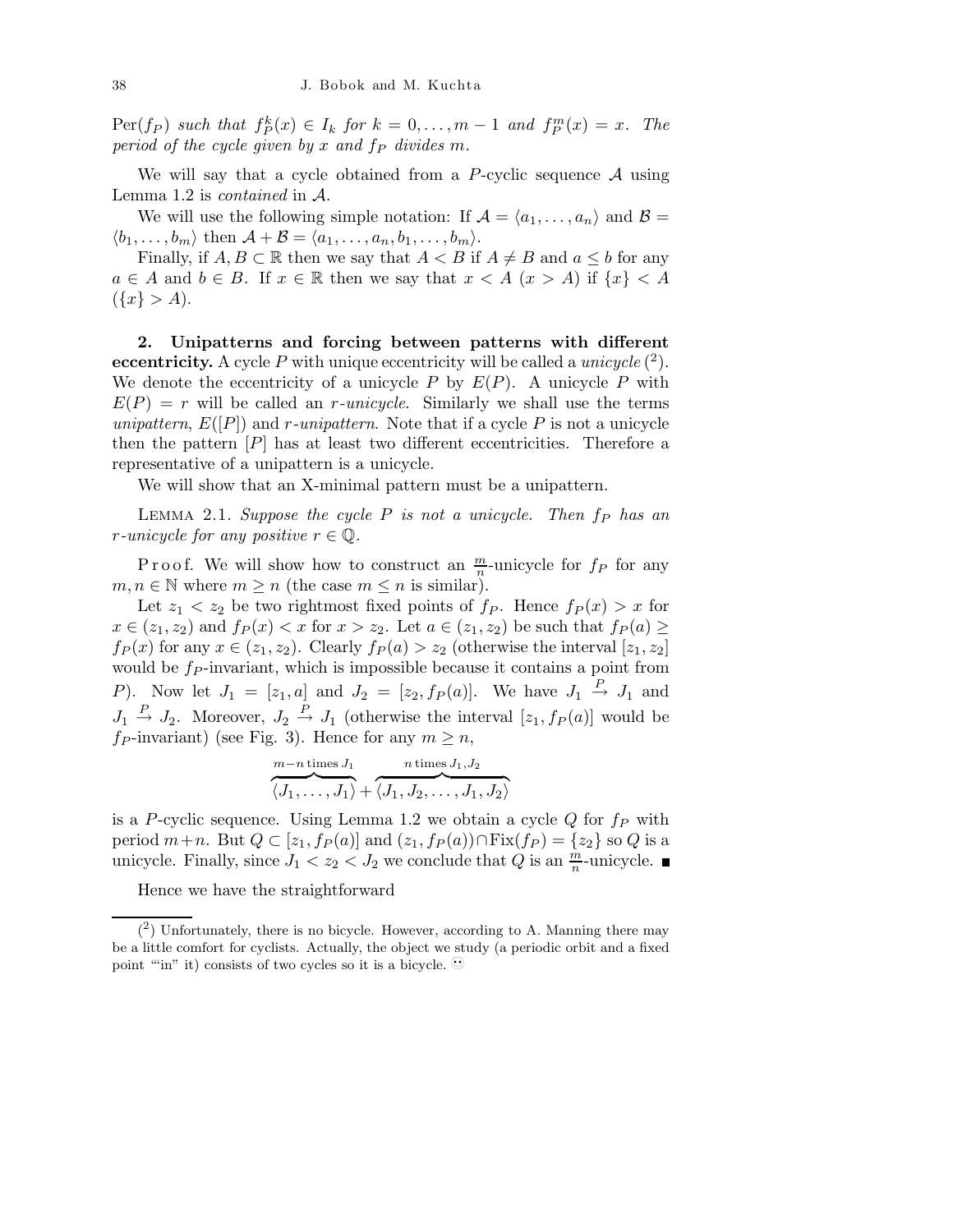$\mathrm{Per}(f_P)$ *such that* $f_P^k(x) \in I_k$ *for* $k = 0, \ldots, m-1$ *and* $f_P^m(x) = x$. *The period of the cycle given by* $x$ *and* $f_P$ *divides* $m$.

We will say that a cycle obtained from a $P$-cyclic sequence $\mathcal{A}$ using Lemma 1.2 is *contained* in $\mathcal{A}$.

We will use the following simple notation: If $\mathcal{A} = \langle a_1, \ldots, a_n \rangle$ and $\mathcal{B} = \langle b_1, \ldots, b_m \rangle$ then $\mathcal{A} + \mathcal{B} = \langle a_1, \ldots, a_n, b_1, \ldots, b_m \rangle$.

Finally, if $A, B \subset \mathbb{R}$ then we say that $A < B$ if $A \neq B$ and $a \leq b$ for any $a \in A$ and $b \in B$. If $x \in \mathbb{R}$ then we say that $x < A$ ($x > A$) if $\{x\} < A$ ($\{x\} > A$).

## 2. Unipatterns and forcing between patterns with different eccentricity.

A cycle $P$ with unique eccentricity will be called a *unicycle* [2]. We denote the eccentricity of a unicycle $P$ by $E(P)$. A unicycle $P$ with $E(P) = r$ will be called an $r$-*unicycle*. Similarly we shall use the terms *unipattern*, $E([P])$ and $r$-*unipattern*. Note that if a cycle $P$ is not a unicycle then the pattern $[P]$ has at least two different eccentricities. Therefore a representative of a unipattern is a unicycle.

We will show that an X-minimal pattern must be a unipattern.

Lemma 2.1. *Suppose the cycle* $P$ *is not a unicycle. Then* $f_P$ *has an* $r$-*unicycle for any positive* $r \in \mathbb{Q}$.

Proof. We will show how to construct an $\frac{m}{n}$-unicycle for $f_P$ for any $m, n \in \mathbb{N}$ where $m \geq n$ (the case $m \leq n$ is similar).

Let $z_1 < z_2$ be two rightmost fixed points of $f_P$. Hence $f_P(x) > x$ for $x \in (z_1, z_2)$ and $f_P(x) < x$ for $x > z_2$. Let $a \in (z_1, z_2)$ be such that $f_P(a) \geq f_P(x)$ for any $x \in (z_1, z_2)$. Clearly $f_P(a) > z_2$ (otherwise the interval $[z_1, z_2]$ would be $f_P$-invariant, which is impossible because it contains a point from $P$). Now let $J_1 = [z_1, a]$ and $J_2 = [z_2, f_P(a)]$. We have $J_1 \xrightarrow{P} J_1$ and $J_1 \xrightarrow{P} J_2$. Moreover, $J_2 \xrightarrow{P} J_1$ (otherwise the interval $[z_1, f_P(a)]$ would be $f_P$-invariant) (see Fig. 3). Hence for any $m \geq n$,

$$\overbrace{\langle J_1, \ldots, J_1 \rangle}^{m-n \text{ times } J_1} + \overbrace{\langle J_1, J_2, \ldots, J_1, J_2 \rangle}^{n \text{ times } J_1, J_2}$$

is a $P$-cyclic sequence. Using Lemma 1.2 we obtain a cycle $Q$ for $f_P$ with period $m+n$. But $Q \subset [z_1, f_P(a)]$ and $(z_1, f_P(a)) \cap \mathrm{Fix}(f_P) = \{z_2\}$ so $Q$ is a unicycle. Finally, since $J_1 < z_2 < J_2$ we conclude that $Q$ is an $\frac{m}{n}$-unicycle. ∎

Hence we have the straightforward

---

[2] Unfortunately, there is no bicycle. However, according to A. Manning there may be a little comfort for cyclists. Actually, the object we study (a periodic orbit and a fixed point "'in" it) consists of two cycles so it is a bicycle. ☺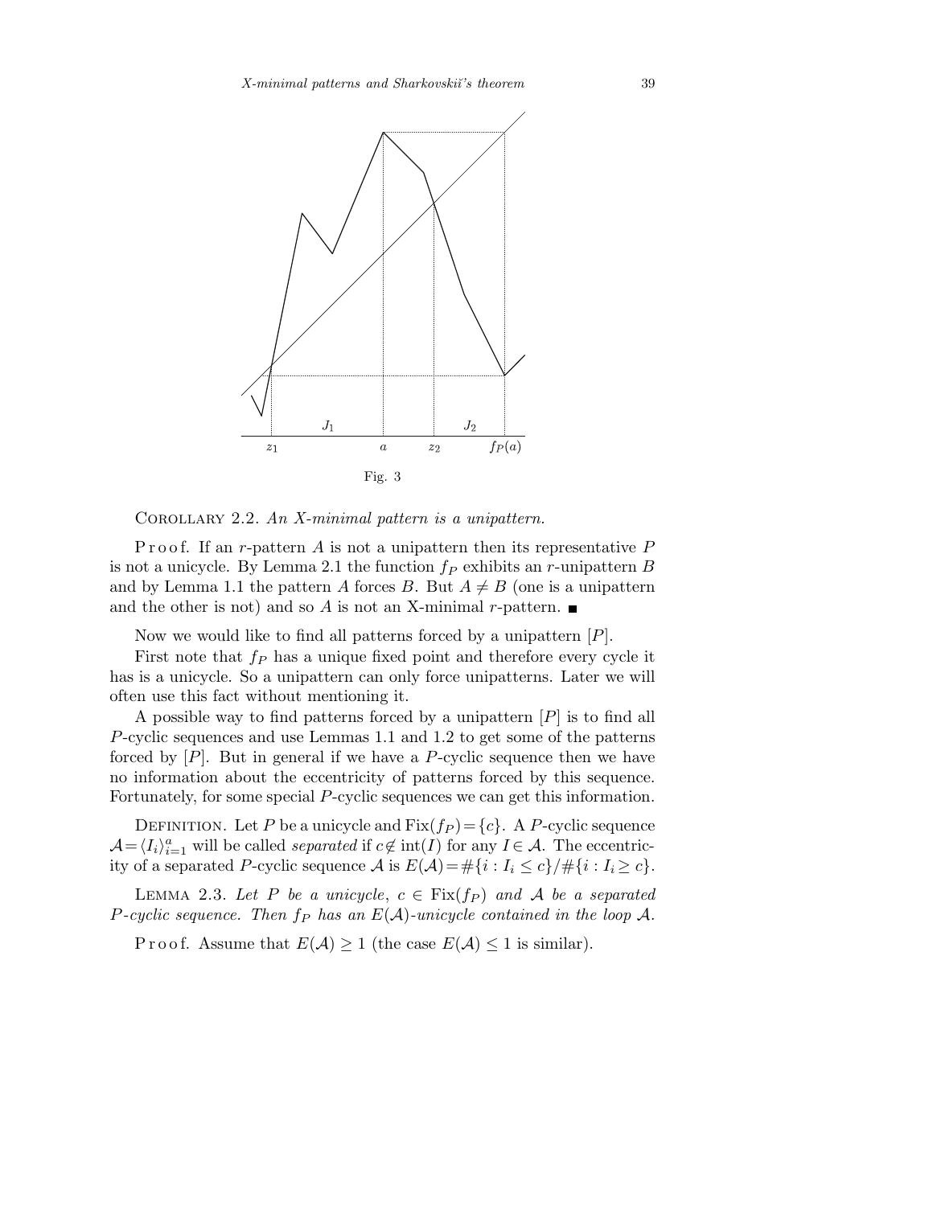Fig. 3

COROLLARY 2.2. *An X-minimal pattern is a unipattern.*

Proof. If an $r$-pattern $A$ is not a unipattern then its representative $P$ is not a unicycle. By Lemma 2.1 the function $f_P$ exhibits an $r$-unipattern $B$ and by Lemma 1.1 the pattern $A$ forces $B$. But $A \neq B$ (one is a unipattern and the other is not) and so $A$ is not an X-minimal $r$-pattern. ■

Now we would like to find all patterns forced by a unipattern $[P]$.

First note that $f_P$ has a unique fixed point and therefore every cycle it has is a unicycle. So a unipattern can only force unipatterns. Later we will often use this fact without mentioning it.

A possible way to find patterns forced by a unipattern $[P]$ is to find all $P$-cyclic sequences and use Lemmas 1.1 and 1.2 to get some of the patterns forced by $[P]$. But in general if we have a $P$-cyclic sequence then we have no information about the eccentricity of patterns forced by this sequence. Fortunately, for some special $P$-cyclic sequences we can get this information.

DEFINITION. Let $P$ be a unicycle and $\mathrm{Fix}(f_P) = \{c\}$. A $P$-cyclic sequence $\mathcal{A} = \langle I_i \rangle_{i=1}^{a}$ will be called *separated* if $c \notin \mathrm{int}(I)$ for any $I \in \mathcal{A}$. The eccentricity of a separated $P$-cyclic sequence $\mathcal{A}$ is $E(\mathcal{A}) = \#\{i : I_i \leq c\}/\#\{i : I_i \geq c\}$.

LEMMA 2.3. *Let $P$ be a unicycle, $c \in \mathrm{Fix}(f_P)$ and $\mathcal{A}$ be a separated $P$-cyclic sequence. Then $f_P$ has an $E(\mathcal{A})$-unicycle contained in the loop $\mathcal{A}$.*

Proof. Assume that $E(\mathcal{A}) \geq 1$ (the case $E(\mathcal{A}) \leq 1$ is similar).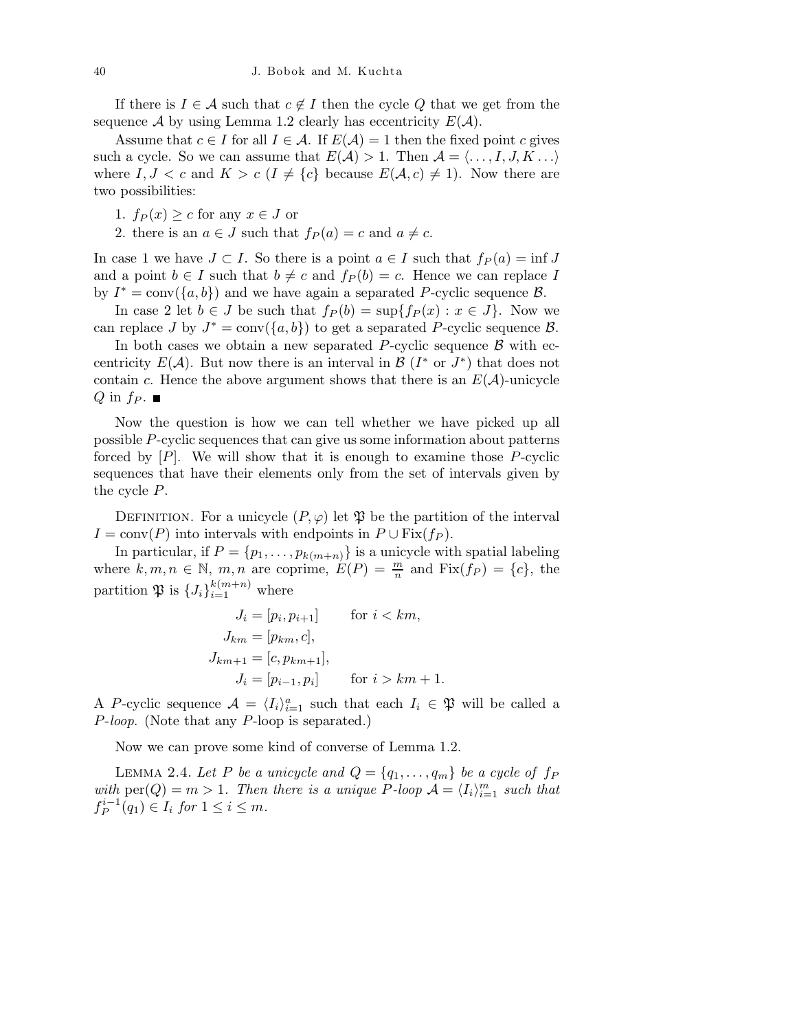If there is $I \in \mathcal{A}$ such that $c \notin I$ then the cycle $Q$ that we get from the sequence $\mathcal{A}$ by using Lemma 1.2 clearly has eccentricity $E(\mathcal{A})$.

Assume that $c \in I$ for all $I \in \mathcal{A}$. If $E(\mathcal{A}) = 1$ then the fixed point $c$ gives such a cycle. So we can assume that $E(\mathcal{A}) > 1$. Then $\mathcal{A} = \langle \ldots, I, J, K \ldots \rangle$ where $I, J < c$ and $K > c$ ($I \neq \{c\}$ because $E(\mathcal{A}, c) \neq 1$). Now there are two possibilities:

1. $f_P(x) \geq c$ for any $x \in J$ or
2. there is an $a \in J$ such that $f_P(a) = c$ and $a \neq c$.

In case 1 we have $J \subset I$. So there is a point $a \in I$ such that $f_P(a) = \inf J$ and a point $b \in I$ such that $b \neq c$ and $f_P(b) = c$. Hence we can replace $I$ by $I^* = \mathrm{conv}(\{a, b\})$ and we have again a separated $P$-cyclic sequence $\mathcal{B}$.

In case 2 let $b \in J$ be such that $f_P(b) = \sup\{f_P(x) : x \in J\}$. Now we can replace $J$ by $J^* = \mathrm{conv}(\{a, b\})$ to get a separated $P$-cyclic sequence $\mathcal{B}$.

In both cases we obtain a new separated $P$-cyclic sequence $\mathcal{B}$ with eccentricity $E(\mathcal{A})$. But now there is an interval in $\mathcal{B}$ ($I^*$ or $J^*$) that does not contain $c$. Hence the above argument shows that there is an $E(\mathcal{A})$-unicycle $Q$ in $f_P$. ∎

Now the question is how we can tell whether we have picked up all possible $P$-cyclic sequences that can give us some information about patterns forced by $[P]$. We will show that it is enough to examine those $P$-cyclic sequences that have their elements only from the set of intervals given by the cycle $P$.

Definition. For a unicycle $(P, \varphi)$ let $\mathfrak{P}$ be the partition of the interval $I = \mathrm{conv}(P)$ into intervals with endpoints in $P \cup \mathrm{Fix}(f_P)$.

In particular, if $P = \{p_1, \ldots, p_{k(m+n)}\}$ is a unicycle with spatial labeling where $k, m, n \in \mathbb{N}$, $m, n$ are coprime, $E(P) = \frac{m}{n}$ and $\mathrm{Fix}(f_P) = \{c\}$, the partition $\mathfrak{P}$ is $\{J_i\}_{i=1}^{k(m+n)}$ where

$$
\begin{aligned}
J_i &= [p_i, p_{i+1}] \qquad \text{for } i < km, \\
J_{km} &= [p_{km}, c], \\
J_{km+1} &= [c, p_{km+1}], \\
J_i &= [p_{i-1}, p_i] \qquad \text{for } i > km + 1.
\end{aligned}
$$

A $P$-cyclic sequence $\mathcal{A} = \langle I_i \rangle_{i=1}^{a}$ such that each $I_i \in \mathfrak{P}$ will be called a *$P$-loop*. (Note that any $P$-loop is separated.)

Now we can prove some kind of converse of Lemma 1.2.

Lemma 2.4. *Let $P$ be a unicycle and $Q = \{q_1, \ldots, q_m\}$ be a cycle of $f_P$ with $\mathrm{per}(Q) = m > 1$. Then there is a unique $P$-loop $\mathcal{A} = \langle I_i \rangle_{i=1}^{m}$ such that $f_P^{i-1}(q_1) \in I_i$ for $1 \leq i \leq m$.*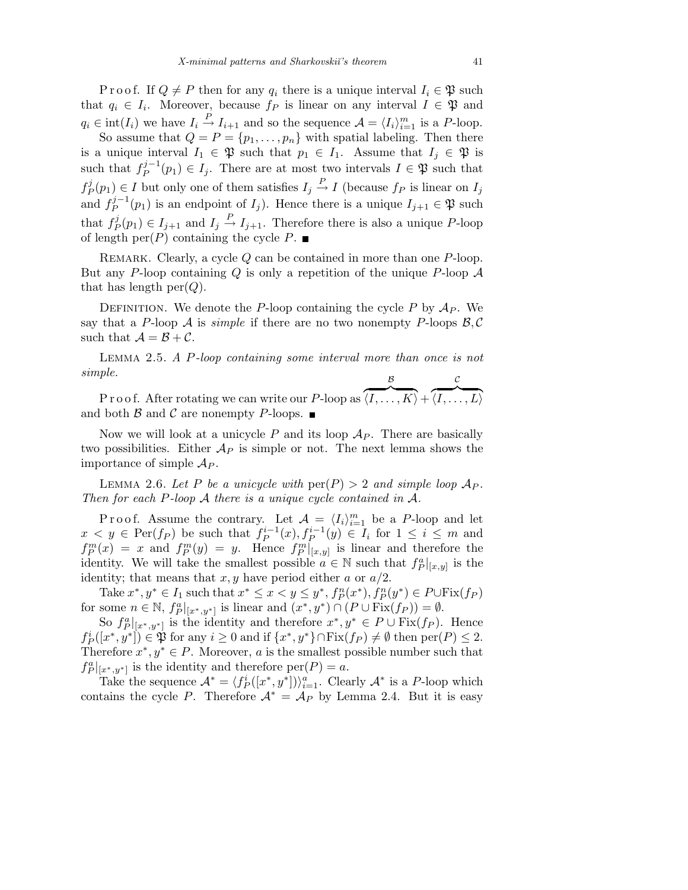P r o o f. If $Q \neq P$ then for any $q_i$ there is a unique interval $I_i \in \mathfrak{P}$ such that $q_i \in I_i$. Moreover, because $f_P$ is linear on any interval $I \in \mathfrak{P}$ and $q_i \in \operatorname{int}(I_i)$ we have $I_i \xrightarrow{P} I_{i+1}$ and so the sequence $\mathcal{A} = \langle I_i \rangle_{i=1}^m$ is a $P$-loop.

So assume that $Q = P = \{p_1, \ldots, p_n\}$ with spatial labeling. Then there is a unique interval $I_1 \in \mathfrak{P}$ such that $p_1 \in I_1$. Assume that $I_j \in \mathfrak{P}$ is such that $f_P^{j-1}(p_1) \in I_j$. There are at most two intervals $I \in \mathfrak{P}$ such that $f_P^j(p_1) \in I$ but only one of them satisfies $I_j \xrightarrow{P} I$ (because $f_P$ is linear on $I_j$ and $f_P^{j-1}(p_1)$ is an endpoint of $I_j$). Hence there is a unique $I_{j+1} \in \mathfrak{P}$ such that $f_P^j(p_1) \in I_{j+1}$ and $I_j \xrightarrow{P} I_{j+1}$. Therefore there is also a unique $P$-loop of length $\operatorname{per}(P)$ containing the cycle $P$. ∎

Remark. Clearly, a cycle $Q$ can be contained in more than one $P$-loop. But any $P$-loop containing $Q$ is only a repetition of the unique $P$-loop $\mathcal{A}$ that has length $\operatorname{per}(Q)$.

Definition. We denote the $P$-loop containing the cycle $P$ by $\mathcal{A}_P$. We say that a $P$-loop $\mathcal{A}$ is *simple* if there are no two nonempty $P$-loops $\mathcal{B}, \mathcal{C}$ such that $\mathcal{A} = \mathcal{B} + \mathcal{C}$.

Lemma 2.5. *A $P$-loop containing some interval more than once is not simple.*

P r o o f. After rotating we can write our $P$-loop as $\overbrace{\langle I, \ldots, K \rangle}^{\mathcal{B}} + \overbrace{\langle I, \ldots, L \rangle}^{\mathcal{C}}$ and both $\mathcal{B}$ and $\mathcal{C}$ are nonempty $P$-loops. ∎

Now we will look at a unicycle $P$ and its loop $\mathcal{A}_P$. There are basically two possibilities. Either $\mathcal{A}_P$ is simple or not. The next lemma shows the importance of simple $\mathcal{A}_P$.

Lemma 2.6. *Let $P$ be a unicycle with $\operatorname{per}(P) > 2$ and simple loop $\mathcal{A}_P$. Then for each $P$-loop $\mathcal{A}$ there is a unique cycle contained in $\mathcal{A}$.*

P r o o f. Assume the contrary. Let $\mathcal{A} = \langle I_i \rangle_{i=1}^m$ be a $P$-loop and let $x < y \in \operatorname{Per}(f_P)$ be such that $f_P^{i-1}(x), f_P^{i-1}(y) \in I_i$ for $1 \le i \le m$ and $f_P^m(x) = x$ and $f_P^m(y) = y$. Hence $f_P^m|_{[x,y]}$ is linear and therefore the identity. We will take the smallest possible $a \in \mathbb{N}$ such that $f_P^a|_{[x,y]}$ is the identity; that means that $x, y$ have period either $a$ or $a/2$.

Take $x^*, y^* \in I_1$ such that $x^* \le x < y \le y^*$, $f_P^n(x^*), f_P^n(y^*) \in P \cup \operatorname{Fix}(f_P)$ for some $n \in \mathbb{N}$, $f_P^a|_{[x^*,y^*]}$ is linear and $(x^*, y^*) \cap (P \cup \operatorname{Fix}(f_P)) = \emptyset$.

So $f_P^a|_{[x^*,y^*]}$ is the identity and therefore $x^*, y^* \in P \cup \operatorname{Fix}(f_P)$. Hence $f_P^i([x^*, y^*]) \in \mathfrak{P}$ for any $i \ge 0$ and if $\{x^*, y^*\} \cap \operatorname{Fix}(f_P) \neq \emptyset$ then $\operatorname{per}(P) \le 2$. Therefore $x^*, y^* \in P$. Moreover, $a$ is the smallest possible number such that $f_P^a|_{[x^*,y^*]}$ is the identity and therefore $\operatorname{per}(P) = a$.

Take the sequence $\mathcal{A}^* = \langle f_P^i([x^*, y^*]) \rangle_{i=1}^a$. Clearly $\mathcal{A}^*$ is a $P$-loop which contains the cycle $P$. Therefore $\mathcal{A}^* = \mathcal{A}_P$ by Lemma 2.4. But it is easy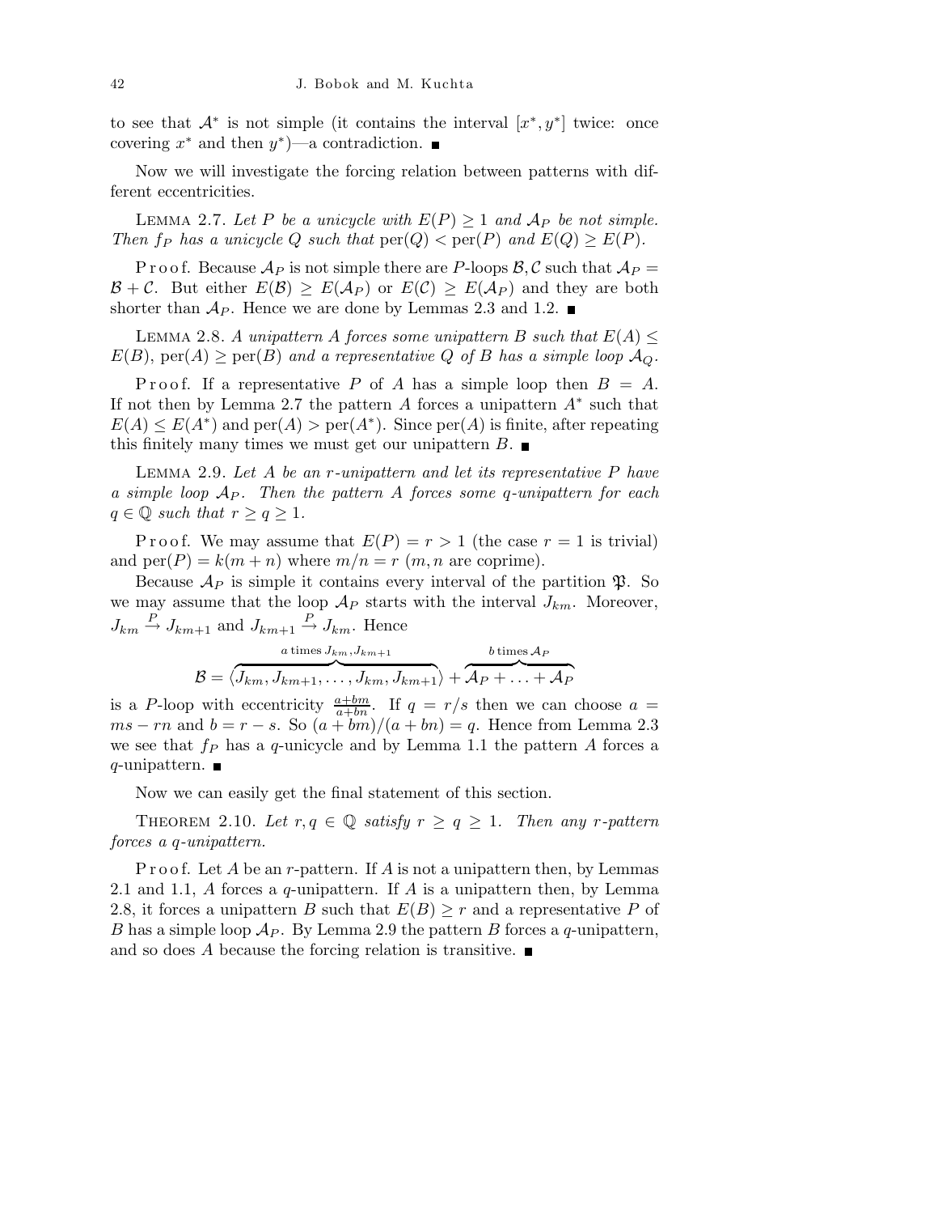to see that $\mathcal{A}^*$ is not simple (it contains the interval $[x^*, y^*]$ twice: once covering $x^*$ and then $y^*$)—a contradiction. ■

Now we will investigate the forcing relation between patterns with different eccentricities.

LEMMA 2.7. *Let $P$ be a unicycle with $E(P) \geq 1$ and $\mathcal{A}_P$ be not simple. Then $f_P$ has a unicycle $Q$ such that $\mathrm{per}(Q) < \mathrm{per}(P)$ and $E(Q) \geq E(P)$.*

Proof. Because $\mathcal{A}_P$ is not simple there are $P$-loops $\mathcal{B}, \mathcal{C}$ such that $\mathcal{A}_P = \mathcal{B} + \mathcal{C}$. But either $E(\mathcal{B}) \geq E(\mathcal{A}_P)$ or $E(\mathcal{C}) \geq E(\mathcal{A}_P)$ and they are both shorter than $\mathcal{A}_P$. Hence we are done by Lemmas 2.3 and 1.2. ■

LEMMA 2.8. *A unipattern $A$ forces some unipattern $B$ such that $E(A) \leq E(B)$, $\mathrm{per}(A) \geq \mathrm{per}(B)$ and a representative $Q$ of $B$ has a simple loop $\mathcal{A}_Q$.*

Proof. If a representative $P$ of $A$ has a simple loop then $B = A$. If not then by Lemma 2.7 the pattern $A$ forces a unipattern $A^*$ such that $E(A) \leq E(A^*)$ and $\mathrm{per}(A) > \mathrm{per}(A^*)$. Since $\mathrm{per}(A)$ is finite, after repeating this finitely many times we must get our unipattern $B$. ■

LEMMA 2.9. *Let $A$ be an $r$-unipattern and let its representative $P$ have a simple loop $\mathcal{A}_P$. Then the pattern $A$ forces some $q$-unipattern for each $q \in \mathbb{Q}$ such that $r \geq q \geq 1$.*

Proof. We may assume that $E(P) = r > 1$ (the case $r = 1$ is trivial) and $\mathrm{per}(P) = k(m+n)$ where $m/n = r$ ($m, n$ are coprime).

Because $\mathcal{A}_P$ is simple it contains every interval of the partition $\mathfrak{P}$. So we may assume that the loop $\mathcal{A}_P$ starts with the interval $J_{km}$. Moreover, $J_{km} \overset{P}{\to} J_{km+1}$ and $J_{km+1} \overset{P}{\to} J_{km}$. Hence

$$\mathcal{B} = \overbrace{\langle J_{km}, J_{km+1}, \ldots, J_{km}, J_{km+1} \rangle}^{a \text{ times } J_{km}, J_{km+1}} + \overbrace{\mathcal{A}_P + \ldots + \mathcal{A}_P}^{b \text{ times } \mathcal{A}_P}$$

is a $P$-loop with eccentricity $\frac{a+bm}{a+bn}$. If $q = r/s$ then we can choose $a = ms - rn$ and $b = r - s$. So $(a+bm)/(a+bn) = q$. Hence from Lemma 2.3 we see that $f_P$ has a $q$-unicycle and by Lemma 1.1 the pattern $A$ forces a $q$-unipattern. ■

Now we can easily get the final statement of this section.

THEOREM 2.10. *Let $r, q \in \mathbb{Q}$ satisfy $r \geq q \geq 1$. Then any $r$-pattern forces a $q$-unipattern.*

Proof. Let $A$ be an $r$-pattern. If $A$ is not a unipattern then, by Lemmas 2.1 and 1.1, $A$ forces a $q$-unipattern. If $A$ is a unipattern then, by Lemma 2.8, it forces a unipattern $B$ such that $E(B) \geq r$ and a representative $P$ of $B$ has a simple loop $\mathcal{A}_P$. By Lemma 2.9 the pattern $B$ forces a $q$-unipattern, and so does $A$ because the forcing relation is transitive. ■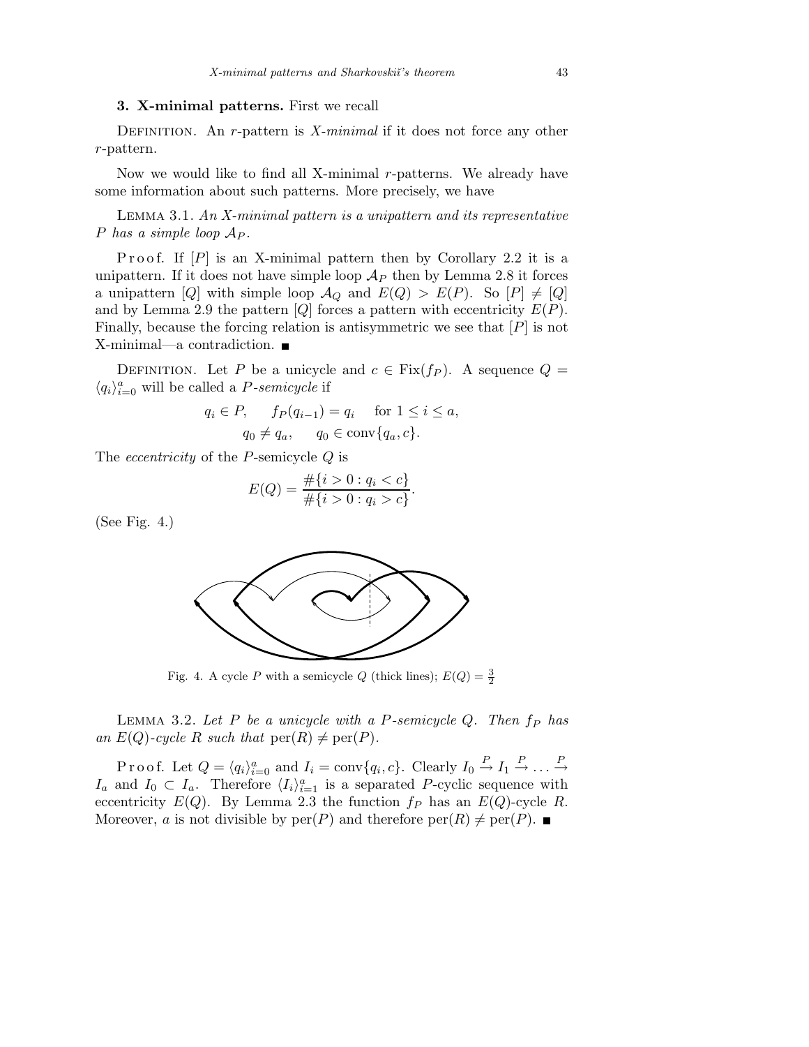## 3. X-minimal patterns.

First we recall

DEFINITION. An $r$-pattern is *X-minimal* if it does not force any other $r$-pattern.

Now we would like to find all X-minimal $r$-patterns. We already have some information about such patterns. More precisely, we have

LEMMA 3.1. *An X-minimal pattern is a unipattern and its representative $P$ has a simple loop $\mathcal{A}_P$.*

Proof. If $[P]$ is an X-minimal pattern then by Corollary 2.2 it is a unipattern. If it does not have simple loop $\mathcal{A}_P$ then by Lemma 2.8 it forces a unipattern $[Q]$ with simple loop $\mathcal{A}_Q$ and $E(Q) > E(P)$. So $[P] \neq [Q]$ and by Lemma 2.9 the pattern $[Q]$ forces a pattern with eccentricity $E(P)$. Finally, because the forcing relation is antisymmetric we see that $[P]$ is not X-minimal—a contradiction. ∎

DEFINITION. Let $P$ be a unicycle and $c \in \mathrm{Fix}(f_P)$. A sequence $Q = \langle q_i \rangle_{i=0}^{a}$ will be called a *$P$-semicycle* if

$$q_i \in P, \quad f_P(q_{i-1}) = q_i \quad \text{for } 1 \le i \le a,$$
$$q_0 \neq q_a, \quad q_0 \in \mathrm{conv}\{q_a, c\}.$$

The *eccentricity* of the $P$-semicycle $Q$ is

$$E(Q) = \frac{\#\{i > 0 : q_i < c\}}{\#\{i > 0 : q_i > c\}}.$$

(See Fig. 4.)

Fig. 4. A cycle $P$ with a semicycle $Q$ (thick lines); $E(Q) = \frac{3}{2}$

LEMMA 3.2. *Let $P$ be a unicycle with a $P$-semicycle $Q$. Then $f_P$ has an $E(Q)$-cycle $R$ such that $\mathrm{per}(R) \neq \mathrm{per}(P)$.*

Proof. Let $Q = \langle q_i \rangle_{i=0}^{a}$ and $I_i = \mathrm{conv}\{q_i, c\}$. Clearly $I_0 \xrightarrow{P} I_1 \xrightarrow{P} \ldots \xrightarrow{P} I_a$ and $I_0 \subset I_a$. Therefore $\langle I_i \rangle_{i=1}^{a}$ is a separated $P$-cyclic sequence with eccentricity $E(Q)$. By Lemma 2.3 the function $f_P$ has an $E(Q)$-cycle $R$. Moreover, $a$ is not divisible by $\mathrm{per}(P)$ and therefore $\mathrm{per}(R) \neq \mathrm{per}(P)$. ∎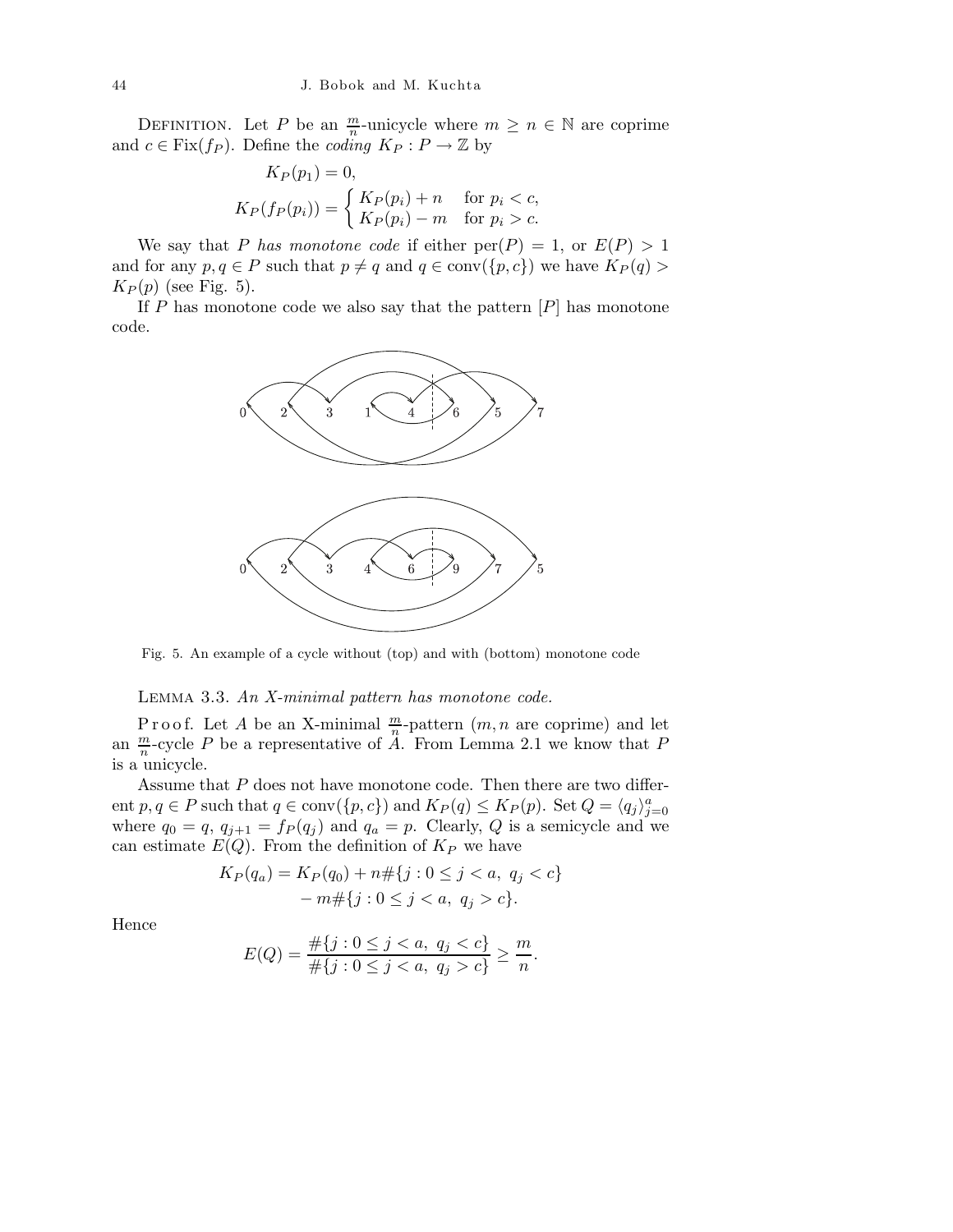Definition. Let $P$ be an $\frac{m}{n}$-unicycle where $m \geq n \in \mathbb{N}$ are coprime and $c \in \operatorname{Fix}(f_P)$. Define the *coding* $K_P : P \to \mathbb{Z}$ by

$$K_P(p_1) = 0,$$

$$K_P(f_P(p_i)) = \begin{cases} K_P(p_i) + n & \text{for } p_i < c, \\ K_P(p_i) - m & \text{for } p_i > c. \end{cases}$$

We say that $P$ *has monotone code* if either $\operatorname{per}(P) = 1$, or $E(P) > 1$ and for any $p, q \in P$ such that $p \neq q$ and $q \in \operatorname{conv}(\{p, c\})$ we have $K_P(q) > K_P(p)$ (see Fig. 5).

If $P$ has monotone code we also say that the pattern $[P]$ has monotone code.

Fig. 5. An example of a cycle without (top) and with (bottom) monotone code

Lemma 3.3. *An X-minimal pattern has monotone code.*

Proof. Let $A$ be an X-minimal $\frac{m}{n}$-pattern ($m, n$ are coprime) and let an $\frac{m}{n}$-cycle $P$ be a representative of $A$. From Lemma 2.1 we know that $P$ is a unicycle.

Assume that $P$ does not have monotone code. Then there are two different $p, q \in P$ such that $q \in \operatorname{conv}(\{p, c\})$ and $K_P(q) \leq K_P(p)$. Set $Q = \langle q_j \rangle_{j=0}^{a}$ where $q_0 = q$, $q_{j+1} = f_P(q_j)$ and $q_a = p$. Clearly, $Q$ is a semicycle and we can estimate $E(Q)$. From the definition of $K_P$ we have

$$K_P(q_a) = K_P(q_0) + n\#\{j : 0 \leq j < a,\ q_j < c\} - m\#\{j : 0 \leq j < a,\ q_j > c\}.$$

Hence

$$E(Q) = \frac{\#\{j : 0 \leq j < a,\ q_j < c\}}{\#\{j : 0 \leq j < a,\ q_j > c\}} \geq \frac{m}{n}.$$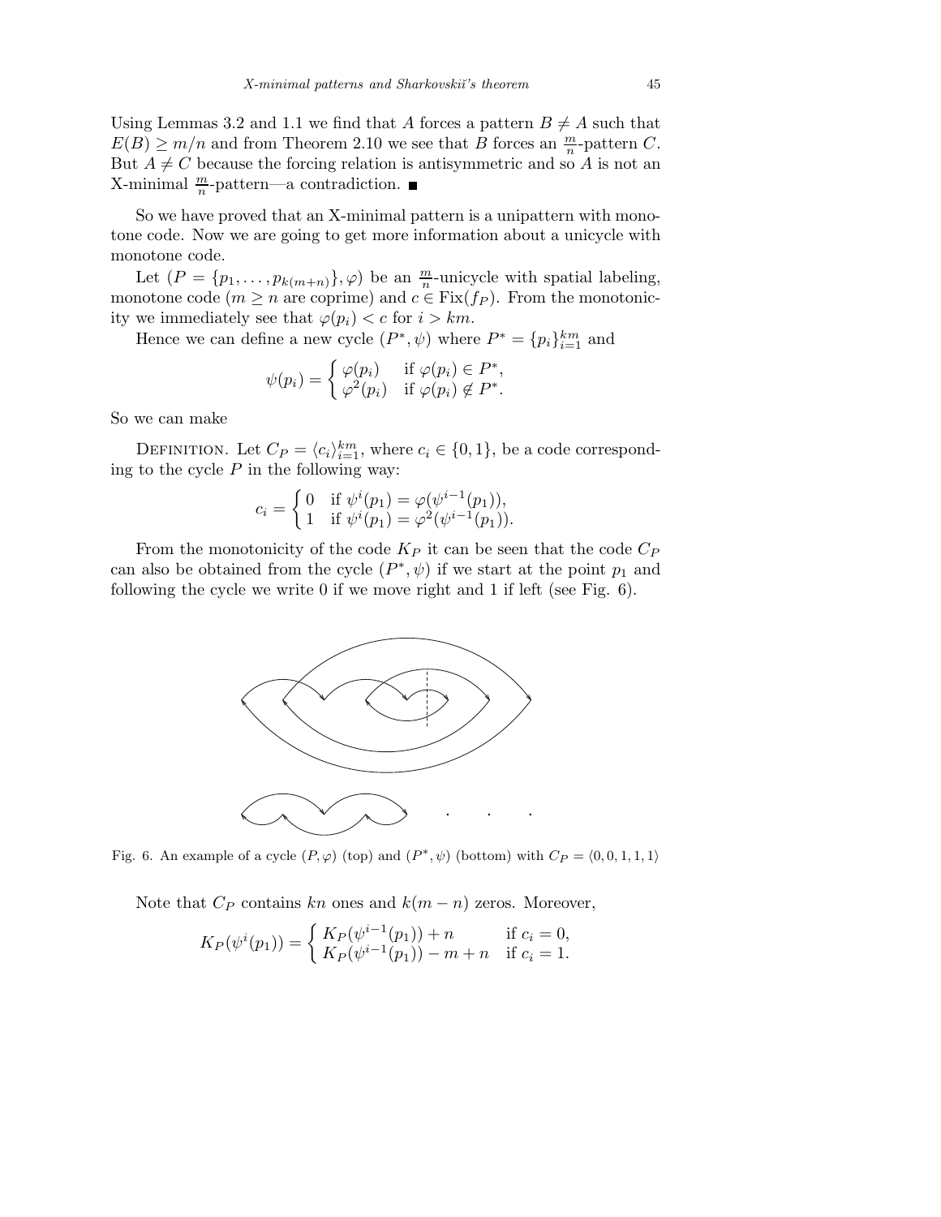Using Lemmas 3.2 and 1.1 we find that $A$ forces a pattern $B \neq A$ such that $E(B) \geq m/n$ and from Theorem 2.10 we see that $B$ forces an $\frac{m}{n}$-pattern $C$. But $A \neq C$ because the forcing relation is antisymmetric and so $A$ is not an X-minimal $\frac{m}{n}$-pattern—a contradiction. ■

So we have proved that an X-minimal pattern is a unipattern with monotone code. Now we are going to get more information about a unicycle with monotone code.

Let $(P = \{p_1, \ldots, p_{k(m+n)}\}, \varphi)$ be an $\frac{m}{n}$-unicycle with spatial labeling, monotone code ($m \geq n$ are coprime) and $c \in \mathrm{Fix}(f_P)$. From the monotonicity we immediately see that $\varphi(p_i) < c$ for $i > km$.

Hence we can define a new cycle $(P^*, \psi)$ where $P^* = \{p_i\}_{i=1}^{km}$ and

$$\psi(p_i) = \begin{cases} \varphi(p_i) & \text{if } \varphi(p_i) \in P^*, \\ \varphi^2(p_i) & \text{if } \varphi(p_i) \notin P^*. \end{cases}$$

So we can make

Definition. Let $C_P = \langle c_i \rangle_{i=1}^{km}$, where $c_i \in \{0, 1\}$, be a code corresponding to the cycle $P$ in the following way:

$$c_i = \begin{cases} 0 & \text{if } \psi^i(p_1) = \varphi(\psi^{i-1}(p_1)), \\ 1 & \text{if } \psi^i(p_1) = \varphi^2(\psi^{i-1}(p_1)). \end{cases}$$

From the monotonicity of the code $K_P$ it can be seen that the code $C_P$ can also be obtained from the cycle $(P^*, \psi)$ if we start at the point $p_1$ and following the cycle we write 0 if we move right and 1 if left (see Fig. 6).

Fig. 6. An example of a cycle $(P, \varphi)$ (top) and $(P^*, \psi)$ (bottom) with $C_P = \langle 0, 0, 1, 1, 1 \rangle$

Note that $C_P$ contains $kn$ ones and $k(m-n)$ zeros. Moreover,

$$K_P(\psi^i(p_1)) = \begin{cases} K_P(\psi^{i-1}(p_1)) + n & \text{if } c_i = 0, \\ K_P(\psi^{i-1}(p_1)) - m + n & \text{if } c_i = 1. \end{cases}$$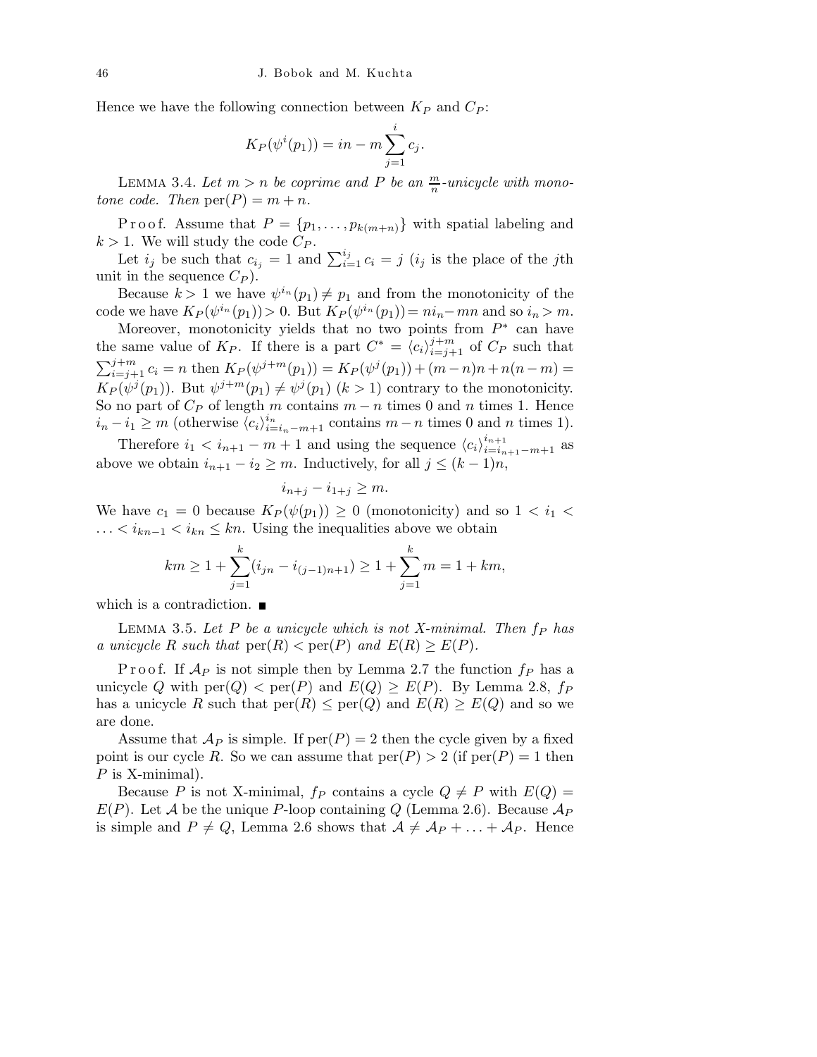Hence we have the following connection between $K_P$ and $C_P$:

$$K_P(\psi^i(p_1)) = in - m\sum_{j=1}^{i} c_j.$$

LEMMA 3.4. *Let $m > n$ be coprime and $P$ be an $\frac{m}{n}$-unicycle with monotone code. Then* $\mathrm{per}(P) = m + n$.

Proof. Assume that $P = \{p_1, \ldots, p_{k(m+n)}\}$ with spatial labeling and $k > 1$. We will study the code $C_P$.

Let $i_j$ be such that $c_{i_j} = 1$ and $\sum_{i=1}^{i_j} c_i = j$ ($i_j$ is the place of the $j$th unit in the sequence $C_P$).

Because $k > 1$ we have $\psi^{i_n}(p_1) \neq p_1$ and from the monotonicity of the code we have $K_P(\psi^{i_n}(p_1)) > 0$. But $K_P(\psi^{i_n}(p_1)) = ni_n - mn$ and so $i_n > m$.

Moreover, monotonicity yields that no two points from $P^*$ can have the same value of $K_P$. If there is a part $C^* = \langle c_i \rangle_{i=j+1}^{j+m}$ of $C_P$ such that $\sum_{i=j+1}^{j+m} c_i = n$ then $K_P(\psi^{j+m}(p_1)) = K_P(\psi^j(p_1)) + (m-n)n + n(n-m) = K_P(\psi^j(p_1))$. But $\psi^{j+m}(p_1) \neq \psi^j(p_1)$ ($k > 1$) contrary to the monotonicity. So no part of $C_P$ of length $m$ contains $m - n$ times 0 and $n$ times 1. Hence $i_n - i_1 \geq m$ (otherwise $\langle c_i \rangle_{i=i_n-m+1}^{i_n}$ contains $m - n$ times 0 and $n$ times 1).

Therefore $i_1 < i_{n+1} - m + 1$ and using the sequence $\langle c_i \rangle_{i=i_{n+1}-m+1}^{i_{n+1}}$ as above we obtain $i_{n+1} - i_2 \geq m$. Inductively, for all $j \leq (k-1)n$,

$$i_{n+j} - i_{1+j} \geq m.$$

We have $c_1 = 0$ because $K_P(\psi(p_1)) \geq 0$ (monotonicity) and so $1 < i_1 < \ldots < i_{kn-1} < i_{kn} \leq kn$. Using the inequalities above we obtain

$$km \geq 1 + \sum_{j=1}^{k}(i_{jn} - i_{(j-1)n+1}) \geq 1 + \sum_{j=1}^{k} m = 1 + km,$$

which is a contradiction. ■

LEMMA 3.5. *Let $P$ be a unicycle which is not X-minimal. Then $f_P$ has a unicycle $R$ such that* $\mathrm{per}(R) < \mathrm{per}(P)$ *and* $E(R) \geq E(P)$.

Proof. If $\mathcal{A}_P$ is not simple then by Lemma 2.7 the function $f_P$ has a unicycle $Q$ with $\mathrm{per}(Q) < \mathrm{per}(P)$ and $E(Q) \geq E(P)$. By Lemma 2.8, $f_P$ has a unicycle $R$ such that $\mathrm{per}(R) \leq \mathrm{per}(Q)$ and $E(R) \geq E(Q)$ and so we are done.

Assume that $\mathcal{A}_P$ is simple. If $\mathrm{per}(P) = 2$ then the cycle given by a fixed point is our cycle $R$. So we can assume that $\mathrm{per}(P) > 2$ (if $\mathrm{per}(P) = 1$ then $P$ is X-minimal).

Because $P$ is not X-minimal, $f_P$ contains a cycle $Q \neq P$ with $E(Q) = E(P)$. Let $\mathcal{A}$ be the unique $P$-loop containing $Q$ (Lemma 2.6). Because $\mathcal{A}_P$ is simple and $P \neq Q$, Lemma 2.6 shows that $\mathcal{A} \neq \mathcal{A}_P + \ldots + \mathcal{A}_P$. Hence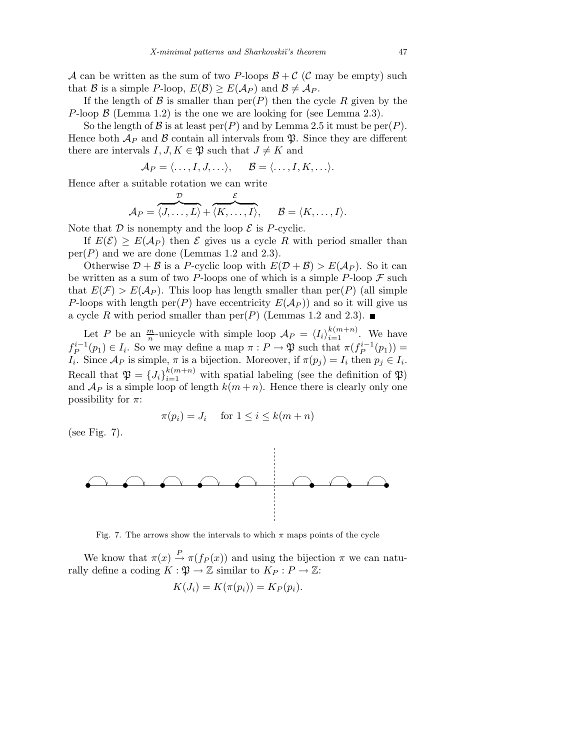$\mathcal{A}$ can be written as the sum of two $P$-loops $\mathcal{B}+\mathcal{C}$ ($\mathcal{C}$ may be empty) such that $\mathcal{B}$ is a simple $P$-loop, $E(\mathcal{B}) \geq E(\mathcal{A}_P)$ and $\mathcal{B} \neq \mathcal{A}_P$.

If the length of $\mathcal{B}$ is smaller than $\mathrm{per}(P)$ then the cycle $R$ given by the $P$-loop $\mathcal{B}$ (Lemma 1.2) is the one we are looking for (see Lemma 2.3).

So the length of $\mathcal{B}$ is at least $\mathrm{per}(P)$ and by Lemma 2.5 it must be $\mathrm{per}(P)$. Hence both $\mathcal{A}_P$ and $\mathcal{B}$ contain all intervals from $\mathfrak{P}$. Since they are different there are intervals $I, J, K \in \mathfrak{P}$ such that $J \neq K$ and

$$\mathcal{A}_P = \langle \ldots, I, J, \ldots \rangle, \qquad \mathcal{B} = \langle \ldots, I, K, \ldots \rangle.$$

Hence after a suitable rotation we can write

$$\mathcal{A}_P = \overbrace{\langle J, \ldots, L \rangle}^{\mathcal{D}} + \overbrace{\langle K, \ldots, I \rangle}^{\mathcal{E}}, \qquad \mathcal{B} = \langle K, \ldots, I \rangle.$$

Note that $\mathcal{D}$ is nonempty and the loop $\mathcal{E}$ is $P$-cyclic.

If $E(\mathcal{E}) \geq E(\mathcal{A}_P)$ then $\mathcal{E}$ gives us a cycle $R$ with period smaller than $\mathrm{per}(P)$ and we are done (Lemmas 1.2 and 2.3).

Otherwise $\mathcal{D}+\mathcal{B}$ is a $P$-cyclic loop with $E(\mathcal{D}+\mathcal{B}) > E(\mathcal{A}_P)$. So it can be written as a sum of two $P$-loops one of which is a simple $P$-loop $\mathcal{F}$ such that $E(\mathcal{F}) > E(\mathcal{A}_P)$. This loop has length smaller than $\mathrm{per}(P)$ (all simple $P$-loops with length $\mathrm{per}(P)$ have eccentricity $E(\mathcal{A}_P)$) and so it will give us a cycle $R$ with period smaller than $\mathrm{per}(P)$ (Lemmas 1.2 and 2.3). ■

Let $P$ be an $\frac{m}{n}$-unicycle with simple loop $\mathcal{A}_P = \langle I_i \rangle_{i=1}^{k(m+n)}$. We have $f_P^{i-1}(p_1) \in I_i$. So we may define a map $\pi : P \to \mathfrak{P}$ such that $\pi(f_P^{i-1}(p_1)) = I_i$. Since $\mathcal{A}_P$ is simple, $\pi$ is a bijection. Moreover, if $\pi(p_j) = I_i$ then $p_j \in I_i$. Recall that $\mathfrak{P} = \{J_i\}_{i=1}^{k(m+n)}$ with spatial labeling (see the definition of $\mathfrak{P}$) and $\mathcal{A}_P$ is a simple loop of length $k(m+n)$. Hence there is clearly only one possibility for $\pi$:

$$\pi(p_i) = J_i \quad \text{for } 1 \leq i \leq k(m+n)$$

(see Fig. 7).

Fig. 7. The arrows show the intervals to which $\pi$ maps points of the cycle

We know that $\pi(x) \xrightarrow{P} \pi(f_P(x))$ and using the bijection $\pi$ we can naturally define a coding $K : \mathfrak{P} \to \mathbb{Z}$ similar to $K_P : P \to \mathbb{Z}$:

$$K(J_i) = K(\pi(p_i)) = K_P(p_i).$$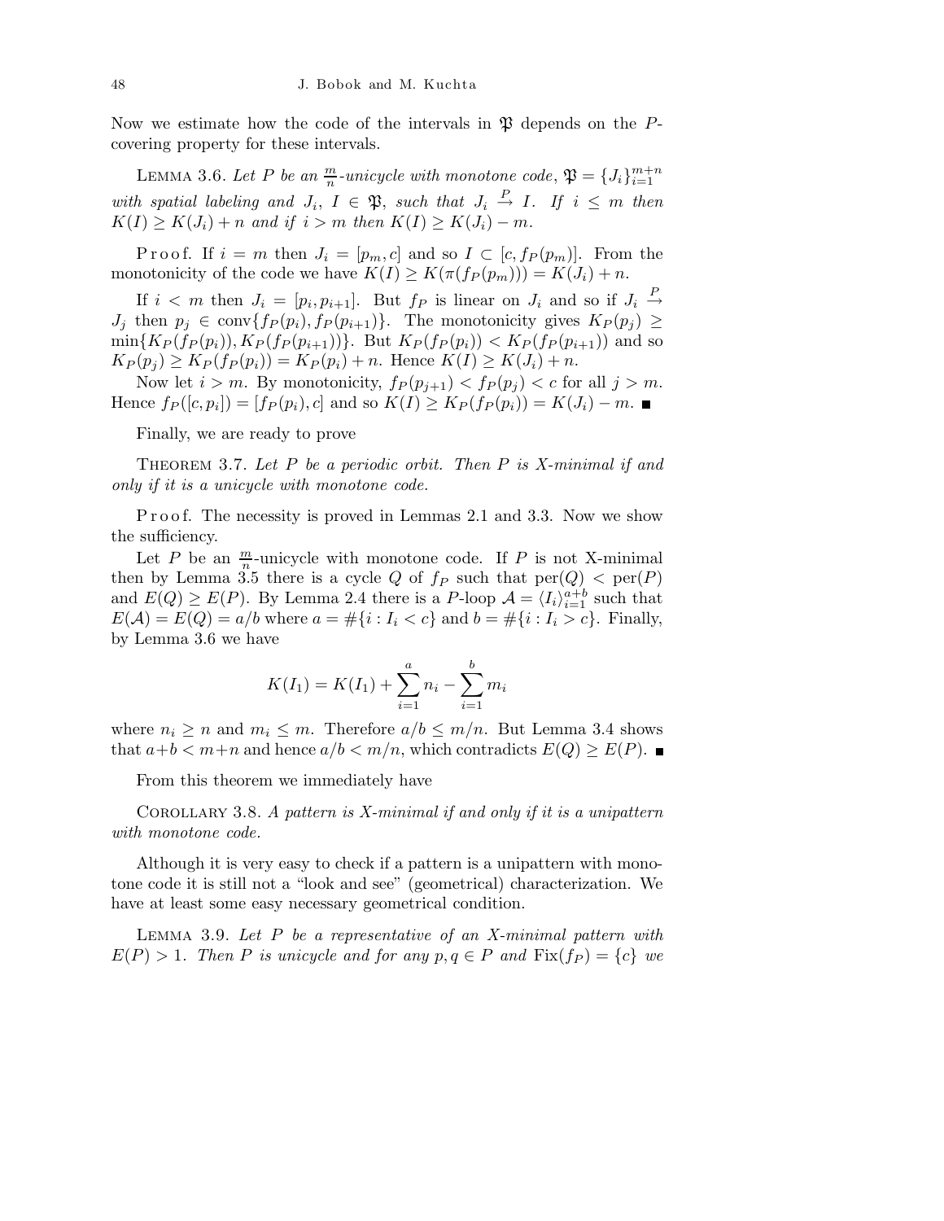Now we estimate how the code of the intervals in $\mathfrak{P}$ depends on the $P$-covering property for these intervals.

Lemma 3.6. *Let $P$ be an $\frac{m}{n}$-unicycle with monotone code, $\mathfrak{P} = \{J_i\}_{i=1}^{m+n}$ with spatial labeling and $J_i$, $I \in \mathfrak{P}$, such that $J_i \stackrel{P}{\to} I$. If $i \le m$ then $K(I) \ge K(J_i) + n$ and if $i > m$ then $K(I) \ge K(J_i) - m$.*

Proof. If $i = m$ then $J_i = [p_m, c]$ and so $I \subset [c, f_P(p_m)]$. From the monotonicity of the code we have $K(I) \ge K(\pi(f_P(p_m))) = K(J_i) + n$.

If $i < m$ then $J_i = [p_i, p_{i+1}]$. But $f_P$ is linear on $J_i$ and so if $J_i \stackrel{P}{\to} J_j$ then $p_j \in \operatorname{conv}\{f_P(p_i), f_P(p_{i+1})\}$. The monotonicity gives $K_P(p_j) \ge \min\{K_P(f_P(p_i)), K_P(f_P(p_{i+1}))\}$. But $K_P(f_P(p_i)) < K_P(f_P(p_{i+1}))$ and so $K_P(p_j) \ge K_P(f_P(p_i)) = K_P(p_i) + n$. Hence $K(I) \ge K(J_i) + n$.

Now let $i > m$. By monotonicity, $f_P(p_{j+1}) < f_P(p_j) < c$ for all $j > m$. Hence $f_P([c, p_i]) = [f_P(p_i), c]$ and so $K(I) \ge K_P(f_P(p_i)) = K(J_i) - m$. ∎

Finally, we are ready to prove

Theorem 3.7. *Let $P$ be a periodic orbit. Then $P$ is X-minimal if and only if it is a unicycle with monotone code.*

Proof. The necessity is proved in Lemmas 2.1 and 3.3. Now we show the sufficiency.

Let $P$ be an $\frac{m}{n}$-unicycle with monotone code. If $P$ is not X-minimal then by Lemma 3.5 there is a cycle $Q$ of $f_P$ such that $\operatorname{per}(Q) < \operatorname{per}(P)$ and $E(Q) \ge E(P)$. By Lemma 2.4 there is a $P$-loop $\mathcal{A} = \langle I_i \rangle_{i=1}^{a+b}$ such that $E(\mathcal{A}) = E(Q) = a/b$ where $a = \#\{i : I_i < c\}$ and $b = \#\{i : I_i > c\}$. Finally, by Lemma 3.6 we have

$$K(I_1) = K(I_1) + \sum_{i=1}^{a} n_i - \sum_{i=1}^{b} m_i$$

where $n_i \ge n$ and $m_i \le m$. Therefore $a/b \le m/n$. But Lemma 3.4 shows that $a + b < m + n$ and hence $a/b < m/n$, which contradicts $E(Q) \ge E(P)$. ∎

From this theorem we immediately have

Corollary 3.8. *A pattern is X-minimal if and only if it is a unipattern with monotone code.*

Although it is very easy to check if a pattern is a unipattern with monotone code it is still not a "look and see" (geometrical) characterization. We have at least some easy necessary geometrical condition.

Lemma 3.9. *Let $P$ be a representative of an X-minimal pattern with $E(P) > 1$. Then $P$ is unicycle and for any $p, q \in P$ and $\operatorname{Fix}(f_P) = \{c\}$ we*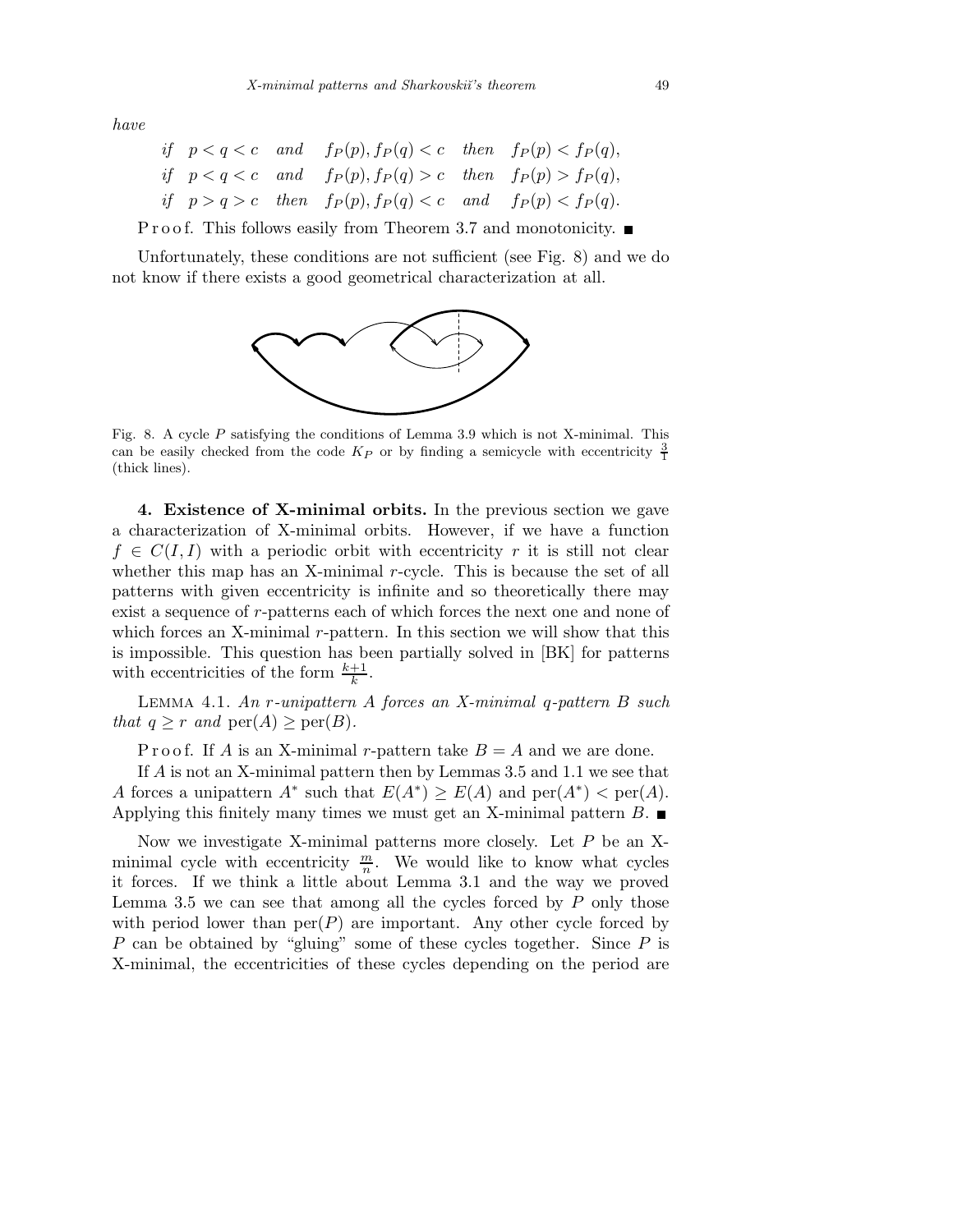*have*

$$\begin{aligned}
&\text{if} \quad p < q < c \quad \text{and} \quad f_P(p), f_P(q) < c \quad \text{then} \quad f_P(p) < f_P(q),\\
&\text{if} \quad p < q < c \quad \text{and} \quad f_P(p), f_P(q) > c \quad \text{then} \quad f_P(p) > f_P(q),\\
&\text{if} \quad p > q > c \quad \text{then} \quad f_P(p), f_P(q) < c \quad \text{and} \quad f_P(p) < f_P(q).
\end{aligned}$$

Proof. This follows easily from Theorem 3.7 and monotonicity. ■

Unfortunately, these conditions are not sufficient (see Fig. 8) and we do not know if there exists a good geometrical characterization at all.

Fig. 8. A cycle $P$ satisfying the conditions of Lemma 3.9 which is not X-minimal. This can be easily checked from the code $K_P$ or by finding a semicycle with eccentricity $\frac{3}{1}$ (thick lines).

**4. Existence of X-minimal orbits.** In the previous section we gave a characterization of X-minimal orbits. However, if we have a function $f \in C(I,I)$ with a periodic orbit with eccentricity $r$ it is still not clear whether this map has an X-minimal $r$-cycle. This is because the set of all patterns with given eccentricity is infinite and so theoretically there may exist a sequence of $r$-patterns each of which forces the next one and none of which forces an X-minimal $r$-pattern. In this section we will show that this is impossible. This question has been partially solved in [BK] for patterns with eccentricities of the form $\frac{k+1}{k}$.

Lemma 4.1. *An $r$-unipattern $A$ forces an X-minimal $q$-pattern $B$ such that $q \geq r$ and $\mathrm{per}(A) \geq \mathrm{per}(B)$.*

Proof. If $A$ is an X-minimal $r$-pattern take $B = A$ and we are done.

If $A$ is not an X-minimal pattern then by Lemmas 3.5 and 1.1 we see that $A$ forces a unipattern $A^*$ such that $E(A^*) \geq E(A)$ and $\mathrm{per}(A^*) < \mathrm{per}(A)$. Applying this finitely many times we must get an X-minimal pattern $B$. ■

Now we investigate X-minimal patterns more closely. Let $P$ be an X-minimal cycle with eccentricity $\frac{m}{n}$. We would like to know what cycles it forces. If we think a little about Lemma 3.1 and the way we proved Lemma 3.5 we can see that among all the cycles forced by $P$ only those with period lower than $\mathrm{per}(P)$ are important. Any other cycle forced by $P$ can be obtained by "gluing" some of these cycles together. Since $P$ is X-minimal, the eccentricities of these cycles depending on the period are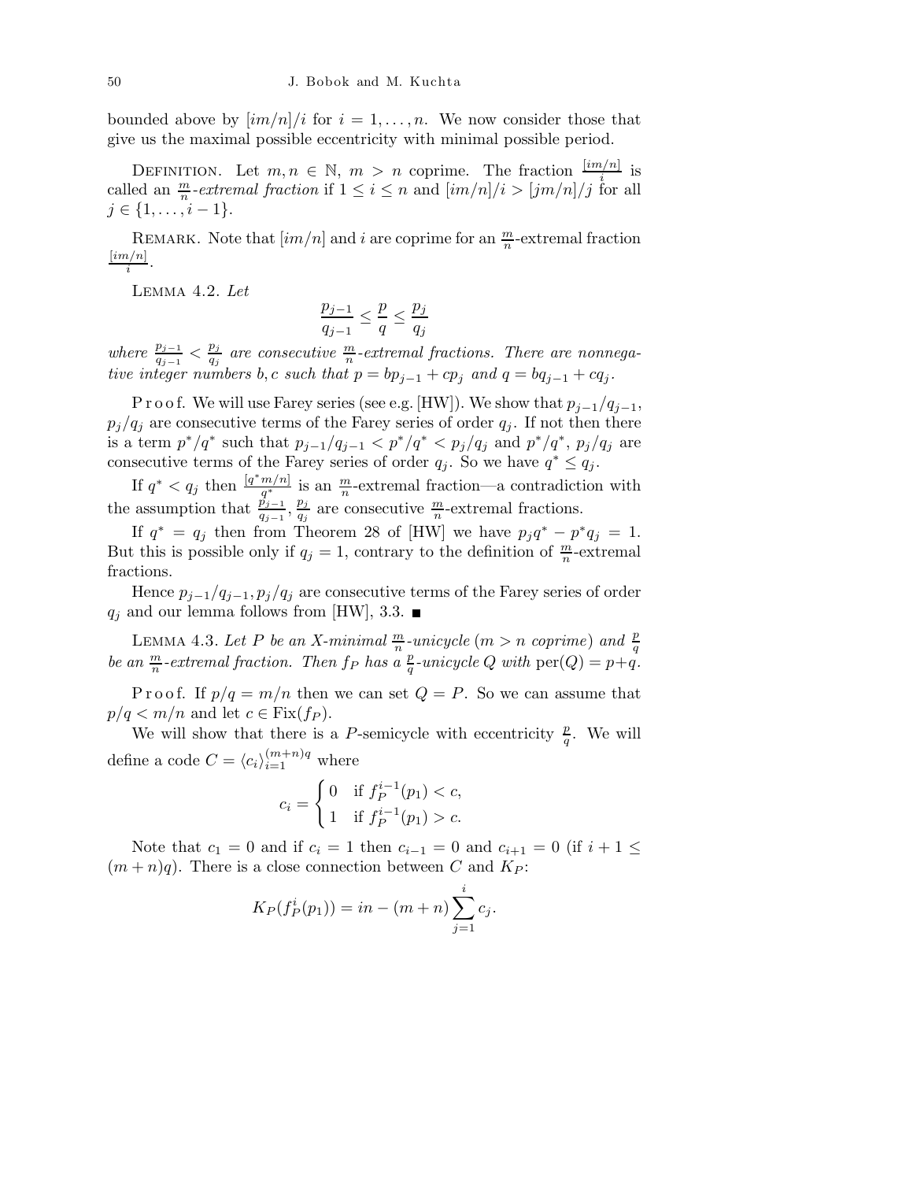bounded above by $[im/n]/i$ for $i = 1, \ldots, n$. We now consider those that give us the maximal possible eccentricity with minimal possible period.

DEFINITION. Let $m, n \in \mathbb{N}$, $m > n$ coprime. The fraction $\frac{[im/n]}{i}$ is called an $\frac{m}{n}$*-extremal fraction* if $1 \le i \le n$ and $[im/n]/i > [jm/n]/j$ for all $j \in \{1, \ldots, i-1\}$.

REMARK. Note that $[im/n]$ and $i$ are coprime for an $\frac{m}{n}$-extremal fraction $\frac{[im/n]}{i}$.

LEMMA 4.2. *Let*

$$\frac{p_{j-1}}{q_{j-1}} \le \frac{p}{q} \le \frac{p_j}{q_j}$$

*where* $\frac{p_{j-1}}{q_{j-1}} < \frac{p_j}{q_j}$ *are consecutive* $\frac{m}{n}$*-extremal fractions. There are nonnegative integer numbers* $b, c$ *such that* $p = bp_{j-1} + cp_j$ *and* $q = bq_{j-1} + cq_j$.

Proof. We will use Farey series (see e.g. [HW]). We show that $p_{j-1}/q_{j-1}$, $p_j/q_j$ are consecutive terms of the Farey series of order $q_j$. If not then there is a term $p^*/q^*$ such that $p_{j-1}/q_{j-1} < p^*/q^* < p_j/q_j$ and $p^*/q^*$, $p_j/q_j$ are consecutive terms of the Farey series of order $q_j$. So we have $q^* \le q_j$.

If $q^* < q_j$ then $\frac{[q^*m/n]}{q^*}$ is an $\frac{m}{n}$-extremal fraction—a contradiction with the assumption that $\frac{p_{j-1}}{q_{j-1}}, \frac{p_j}{q_j}$ are consecutive $\frac{m}{n}$-extremal fractions.

If $q^* = q_j$ then from Theorem 28 of [HW] we have $p_j q^* - p^* q_j = 1$. But this is possible only if $q_j = 1$, contrary to the definition of $\frac{m}{n}$-extremal fractions.

Hence $p_{j-1}/q_{j-1}, p_j/q_j$ are consecutive terms of the Farey series of order $q_j$ and our lemma follows from [HW], 3.3. ∎

LEMMA 4.3. *Let* $P$ *be an* $X$*-minimal* $\frac{m}{n}$*-unicycle* ($m > n$ *coprime*) *and* $\frac{p}{q}$ *be an* $\frac{m}{n}$*-extremal fraction. Then* $f_P$ *has a* $\frac{p}{q}$*-unicycle* $Q$ *with* $\mathrm{per}(Q) = p+q$.

Proof. If $p/q = m/n$ then we can set $Q = P$. So we can assume that $p/q < m/n$ and let $c \in \mathrm{Fix}(f_P)$.

We will show that there is a $P$-semicycle with eccentricity $\frac{p}{q}$. We will define a code $C = \langle c_i \rangle_{i=1}^{(m+n)q}$ where

$$c_i = \begin{cases} 0 & \text{if } f_P^{i-1}(p_1) < c, \\ 1 & \text{if } f_P^{i-1}(p_1) > c. \end{cases}$$

Note that $c_1 = 0$ and if $c_i = 1$ then $c_{i-1} = 0$ and $c_{i+1} = 0$ (if $i + 1 \le (m+n)q$). There is a close connection between $C$ and $K_P$:

$$K_P(f_P^i(p_1)) = in - (m+n) \sum_{j=1}^{i} c_j.$$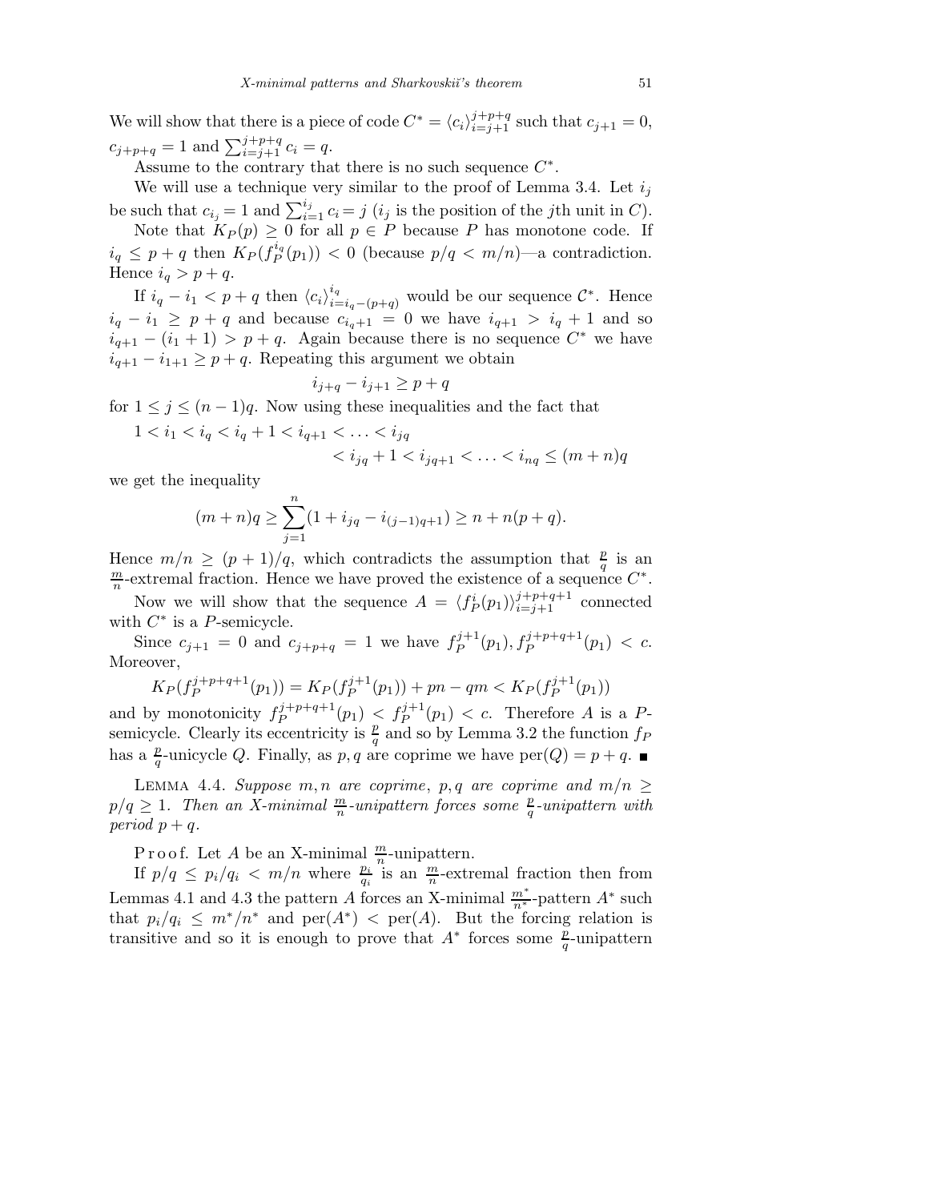We will show that there is a piece of code $C^* = \langle c_i \rangle_{i=j+1}^{j+p+q}$ such that $c_{j+1} = 0$, $c_{j+p+q} = 1$ and $\sum_{i=j+1}^{j+p+q} c_i = q$.

Assume to the contrary that there is no such sequence $C^*$.

We will use a technique very similar to the proof of Lemma 3.4. Let $i_j$ be such that $c_{i_j} = 1$ and $\sum_{i=1}^{i_j} c_i = j$ ($i_j$ is the position of the $j$th unit in $C$).

Note that $K_P(p) \geq 0$ for all $p \in P$ because $P$ has monotone code. If $i_q \leq p+q$ then $K_P(f_P^{i_q}(p_1)) < 0$ (because $p/q < m/n$)—a contradiction. Hence $i_q > p+q$.

If $i_q - i_1 < p+q$ then $\langle c_i \rangle_{i=i_q-(p+q)}^{i_q}$ would be our sequence $\mathcal{C}^*$. Hence $i_q - i_1 \geq p+q$ and because $c_{i_q+1} = 0$ we have $i_{q+1} > i_q + 1$ and so $i_{q+1} - (i_1+1) > p+q$. Again because there is no sequence $C^*$ we have $i_{q+1} - i_{1+1} \geq p+q$. Repeating this argument we obtain

$$i_{j+q} - i_{j+1} \geq p+q$$

for $1 \leq j \leq (n-1)q$. Now using these inequalities and the fact that

$$1 < i_1 < i_q < i_q + 1 < i_{q+1} < \ldots < i_{jq} < i_{jq} + 1 < i_{jq+1} < \ldots < i_{nq} \leq (m+n)q$$

we get the inequality

$$(m+n)q \geq \sum_{j=1}^{n} (1 + i_{jq} - i_{(j-1)q+1}) \geq n + n(p+q).$$

Hence $m/n \geq (p+1)/q$, which contradicts the assumption that $\frac{p}{q}$ is an $\frac{m}{n}$-extremal fraction. Hence we have proved the existence of a sequence $C^*$.

Now we will show that the sequence $A = \langle f_P^i(p_1) \rangle_{i=j+1}^{j+p+q+1}$ connected with $C^*$ is a $P$-semicycle.

Since $c_{j+1} = 0$ and $c_{j+p+q} = 1$ we have $f_P^{j+1}(p_1), f_P^{j+p+q+1}(p_1) < c$. Moreover,

$$K_P(f_P^{j+p+q+1}(p_1)) = K_P(f_P^{j+1}(p_1)) + pn - qm < K_P(f_P^{j+1}(p_1))$$

and by monotonicity $f_P^{j+p+q+1}(p_1) < f_P^{j+1}(p_1) < c$. Therefore $A$ is a $P$-semicycle. Clearly its eccentricity is $\frac{p}{q}$ and so by Lemma 3.2 the function $f_P$ has a $\frac{p}{q}$-unicycle $Q$. Finally, as $p, q$ are coprime we have $\mathrm{per}(Q) = p+q$. ∎

LEMMA 4.4. *Suppose $m, n$ are coprime, $p, q$ are coprime and $m/n \geq p/q \geq 1$. Then an X-minimal $\frac{m}{n}$-unipattern forces some $\frac{p}{q}$-unipattern with period $p+q$.*

Proof. Let $A$ be an X-minimal $\frac{m}{n}$-unipattern.

If $p/q \leq p_i/q_i < m/n$ where $\frac{p_i}{q_i}$ is an $\frac{m}{n}$-extremal fraction then from Lemmas 4.1 and 4.3 the pattern $A$ forces an X-minimal $\frac{m^*}{n^*}$-pattern $A^*$ such that $p_i/q_i \leq m^*/n^*$ and $\mathrm{per}(A^*) < \mathrm{per}(A)$. But the forcing relation is transitive and so it is enough to prove that $A^*$ forces some $\frac{p}{q}$-unipattern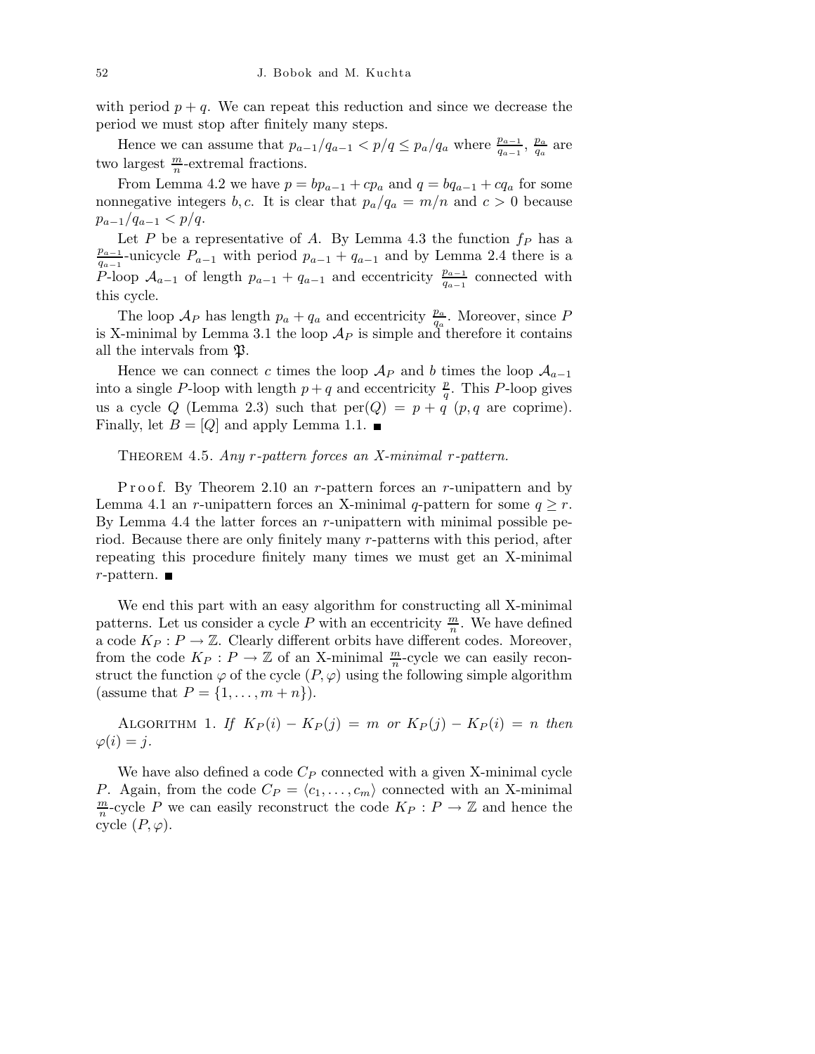with period $p + q$. We can repeat this reduction and since we decrease the period we must stop after finitely many steps.

Hence we can assume that $p_{a-1}/q_{a-1} < p/q \le p_a/q_a$ where $\frac{p_{a-1}}{q_{a-1}}$, $\frac{p_a}{q_a}$ are two largest $\frac{m}{n}$-extremal fractions.

From Lemma 4.2 we have $p = bp_{a-1} + cp_a$ and $q = bq_{a-1} + cq_a$ for some nonnegative integers $b, c$. It is clear that $p_a/q_a = m/n$ and $c > 0$ because $p_{a-1}/q_{a-1} < p/q$.

Let $P$ be a representative of $A$. By Lemma 4.3 the function $f_P$ has a $\frac{p_{a-1}}{q_{a-1}}$-unicycle $P_{a-1}$ with period $p_{a-1} + q_{a-1}$ and by Lemma 2.4 there is a $P$-loop $\mathcal{A}_{a-1}$ of length $p_{a-1} + q_{a-1}$ and eccentricity $\frac{p_{a-1}}{q_{a-1}}$ connected with this cycle.

The loop $\mathcal{A}_P$ has length $p_a + q_a$ and eccentricity $\frac{p_a}{q_a}$. Moreover, since $P$ is X-minimal by Lemma 3.1 the loop $\mathcal{A}_P$ is simple and therefore it contains all the intervals from $\mathfrak{P}$.

Hence we can connect $c$ times the loop $\mathcal{A}_P$ and $b$ times the loop $\mathcal{A}_{a-1}$ into a single $P$-loop with length $p + q$ and eccentricity $\frac{p}{q}$. This $P$-loop gives us a cycle $Q$ (Lemma 2.3) such that $\mathrm{per}(Q) = p + q$ ($p, q$ are coprime). Finally, let $B = [Q]$ and apply Lemma 1.1. ■

Theorem 4.5. *Any $r$-pattern forces an X-minimal $r$-pattern.*

Proof. By Theorem 2.10 an $r$-pattern forces an $r$-unipattern and by Lemma 4.1 an $r$-unipattern forces an X-minimal $q$-pattern for some $q \ge r$. By Lemma 4.4 the latter forces an $r$-unipattern with minimal possible period. Because there are only finitely many $r$-patterns with this period, after repeating this procedure finitely many times we must get an X-minimal $r$-pattern. ■

We end this part with an easy algorithm for constructing all X-minimal patterns. Let us consider a cycle $P$ with an eccentricity $\frac{m}{n}$. We have defined a code $K_P : P \to \mathbb{Z}$. Clearly different orbits have different codes. Moreover, from the code $K_P : P \to \mathbb{Z}$ of an X-minimal $\frac{m}{n}$-cycle we can easily reconstruct the function $\varphi$ of the cycle $(P, \varphi)$ using the following simple algorithm (assume that $P = \{1, \ldots, m + n\}$).

Algorithm 1. *If $K_P(i) - K_P(j) = m$ or $K_P(j) - K_P(i) = n$ then $\varphi(i) = j$.*

We have also defined a code $C_P$ connected with a given X-minimal cycle $P$. Again, from the code $C_P = \langle c_1, \ldots, c_m \rangle$ connected with an X-minimal $\frac{m}{n}$-cycle $P$ we can easily reconstruct the code $K_P : P \to \mathbb{Z}$ and hence the cycle $(P, \varphi)$.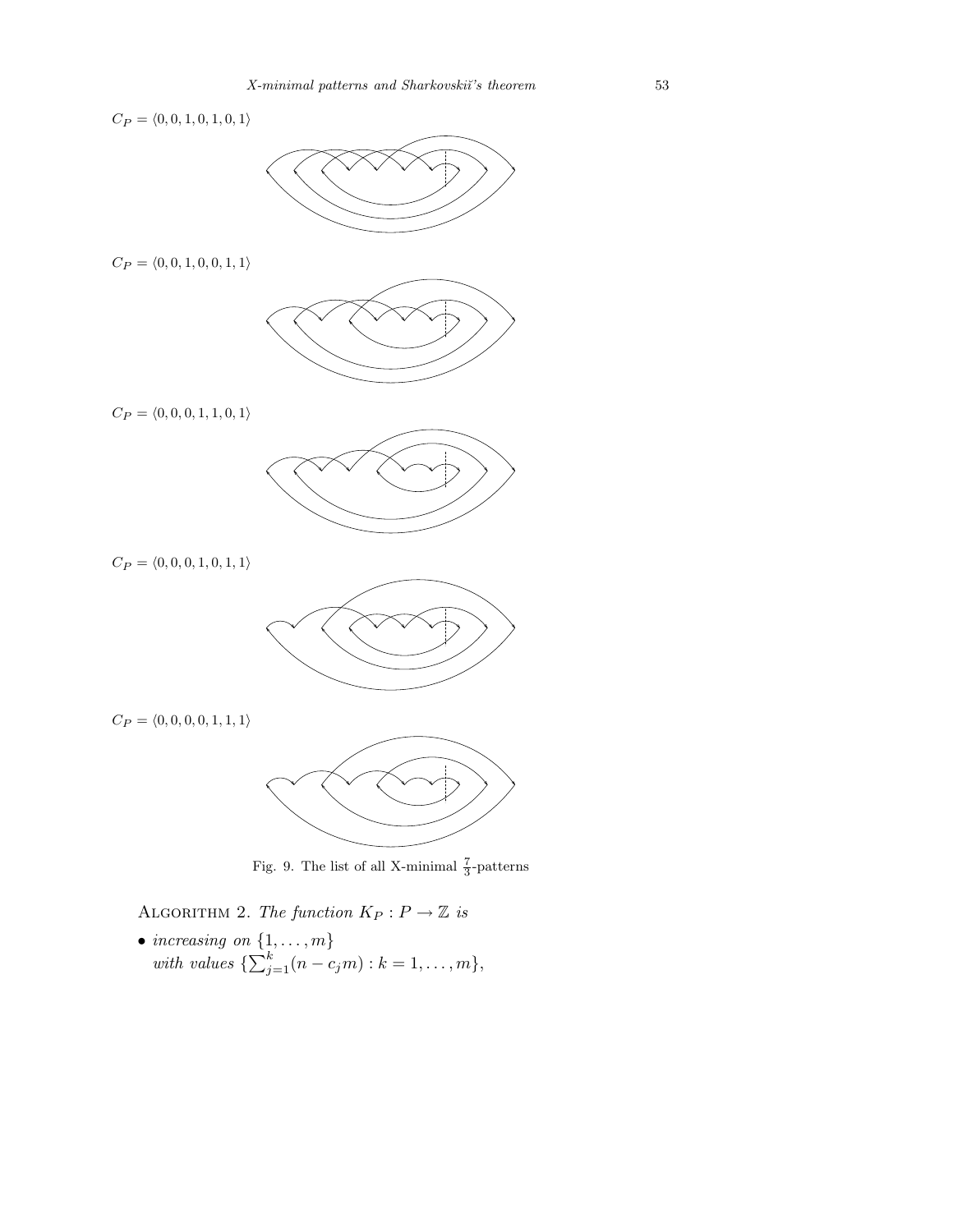$C_P = \langle 0, 0, 1, 0, 1, 0, 1\rangle$

$C_P = \langle 0, 0, 1, 0, 0, 1, 1\rangle$

$C_P = \langle 0, 0, 0, 1, 1, 0, 1\rangle$

$C_P = \langle 0, 0, 0, 1, 0, 1, 1\rangle$

$C_P = \langle 0, 0, 0, 0, 1, 1, 1\rangle$

Fig. 9. The list of all X-minimal $\frac{7}{3}$-patterns

ALGORITHM 2. *The function* $K_P : P \to \mathbb{Z}$ *is*

- *increasing on* $\{1, \dots, m\}$ *with values* $\{\sum_{j=1}^{k}(n - c_j m) : k = 1, \dots, m\}$,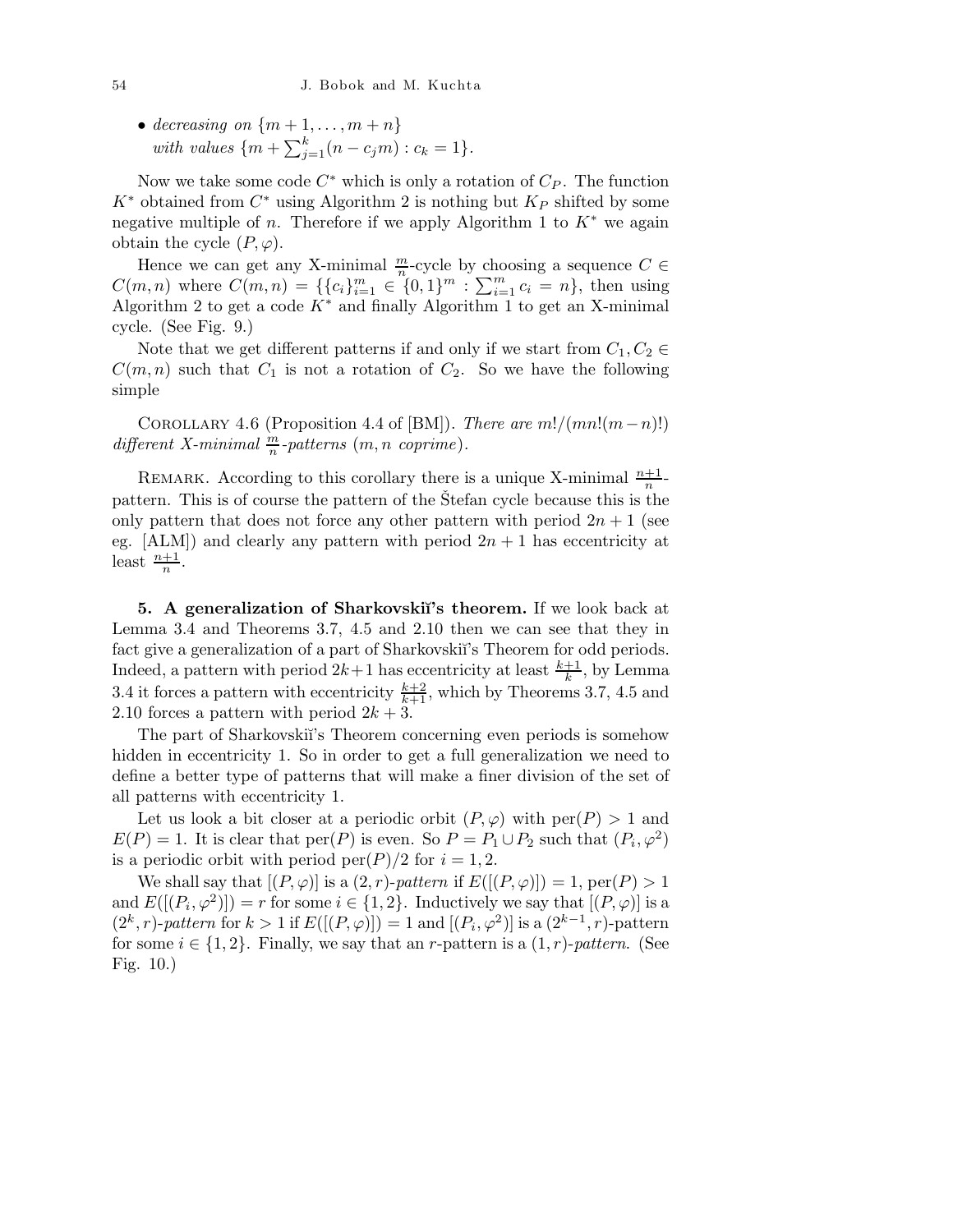- *decreasing on* $\{m+1,\ldots,m+n\}$
  *with values* $\{m+\sum_{j=1}^{k}(n-c_j m) : c_k = 1\}$.

Now we take some code $C^*$ which is only a rotation of $C_P$. The function $K^*$ obtained from $C^*$ using Algorithm 2 is nothing but $K_P$ shifted by some negative multiple of $n$. Therefore if we apply Algorithm 1 to $K^*$ we again obtain the cycle $(P,\varphi)$.

Hence we can get any X-minimal $\frac{m}{n}$-cycle by choosing a sequence $C \in C(m,n)$ where $C(m,n) = \{\{c_i\}_{i=1}^m \in \{0,1\}^m : \sum_{i=1}^m c_i = n\}$, then using Algorithm 2 to get a code $K^*$ and finally Algorithm 1 to get an X-minimal cycle. (See Fig. 9.)

Note that we get different patterns if and only if we start from $C_1, C_2 \in C(m,n)$ such that $C_1$ is not a rotation of $C_2$. So we have the following simple

Corollary 4.6 (Proposition 4.4 of [BM]). *There are $m!/(mn!(m-n)!)$ different X-minimal $\frac{m}{n}$-patterns ($m,n$ coprime).*

Remark. According to this corollary there is a unique X-minimal $\frac{n+1}{n}$-pattern. This is of course the pattern of the Štefan cycle because this is the only pattern that does not force any other pattern with period $2n+1$ (see eg. [ALM]) and clearly any pattern with period $2n+1$ has eccentricity at least $\frac{n+1}{n}$.

**5. A generalization of Sharkovskiĭ's theorem.** If we look back at Lemma 3.4 and Theorems 3.7, 4.5 and 2.10 then we can see that they in fact give a generalization of a part of Sharkovskiĭ's Theorem for odd periods. Indeed, a pattern with period $2k+1$ has eccentricity at least $\frac{k+1}{k}$, by Lemma 3.4 it forces a pattern with eccentricity $\frac{k+2}{k+1}$, which by Theorems 3.7, 4.5 and 2.10 forces a pattern with period $2k+3$.

The part of Sharkovskiĭ's Theorem concerning even periods is somehow hidden in eccentricity 1. So in order to get a full generalization we need to define a better type of patterns that will make a finer division of the set of all patterns with eccentricity 1.

Let us look a bit closer at a periodic orbit $(P,\varphi)$ with $\mathrm{per}(P) > 1$ and $E(P) = 1$. It is clear that $\mathrm{per}(P)$ is even. So $P = P_1 \cup P_2$ such that $(P_i, \varphi^2)$ is a periodic orbit with period $\mathrm{per}(P)/2$ for $i = 1,2$.

We shall say that $[(P,\varphi)]$ is a $(2,r)$-*pattern* if $E([(P,\varphi)]) = 1$, $\mathrm{per}(P) > 1$ and $E([(P_i,\varphi^2)]) = r$ for some $i \in \{1,2\}$. Inductively we say that $[(P,\varphi)]$ is a $(2^k,r)$-*pattern* for $k > 1$ if $E([(P,\varphi)]) = 1$ and $[(P_i,\varphi^2)]$ is a $(2^{k-1},r)$-pattern for some $i \in \{1,2\}$. Finally, we say that an $r$-pattern is a $(1,r)$-*pattern*. (See Fig. 10.)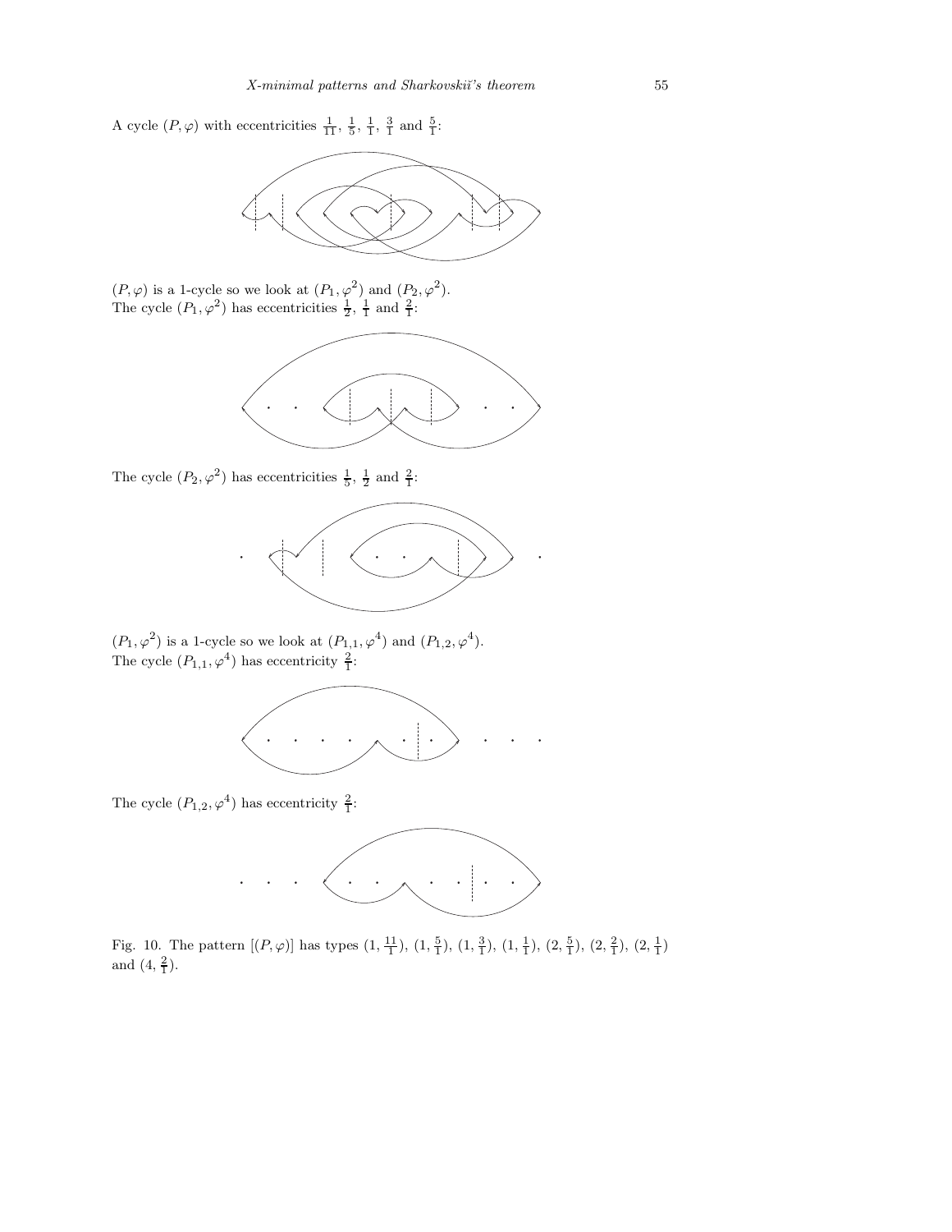A cycle $(P, \varphi)$ with eccentricities $\frac{1}{11}$, $\frac{1}{5}$, $\frac{1}{1}$, $\frac{3}{1}$ and $\frac{5}{1}$:

$(P, \varphi)$ is a 1-cycle so we look at $(P_1, \varphi^2)$ and $(P_2, \varphi^2)$.
The cycle $(P_1, \varphi^2)$ has eccentricities $\frac{1}{2}$, $\frac{1}{1}$ and $\frac{2}{1}$:

The cycle $(P_2, \varphi^2)$ has eccentricities $\frac{1}{5}$, $\frac{1}{2}$ and $\frac{2}{1}$:

$(P_1, \varphi^2)$ is a 1-cycle so we look at $(P_{1,1}, \varphi^4)$ and $(P_{1,2}, \varphi^4)$.
The cycle $(P_{1,1}, \varphi^4)$ has eccentricity $\frac{2}{1}$:

The cycle $(P_{1,2}, \varphi^4)$ has eccentricity $\frac{2}{1}$:

Fig. 10. The pattern $[(P, \varphi)]$ has types $(1, \frac{11}{1})$, $(1, \frac{5}{1})$, $(1, \frac{3}{1})$, $(1, \frac{1}{1})$, $(2, \frac{5}{1})$, $(2, \frac{2}{1})$, $(2, \frac{1}{1})$ and $(4, \frac{2}{1})$.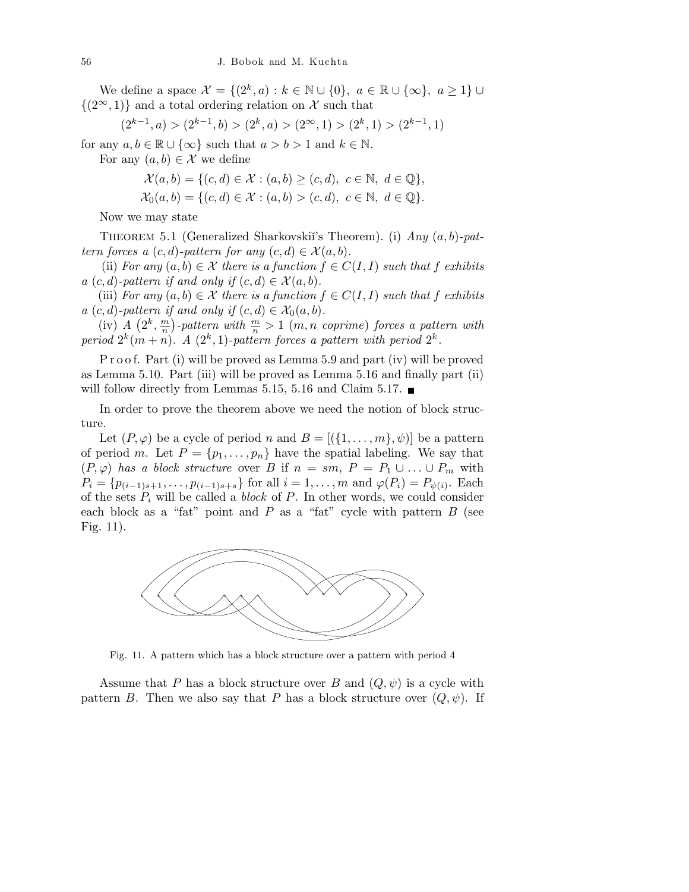We define a space $\mathcal{X} = \{(2^k, a) : k \in \mathbb{N} \cup \{0\},\ a \in \mathbb{R} \cup \{\infty\},\ a \geq 1\} \cup \{(2^\infty, 1)\}$ and a total ordering relation on $\mathcal{X}$ such that

$$(2^{k-1}, a) > (2^{k-1}, b) > (2^k, a) > (2^\infty, 1) > (2^k, 1) > (2^{k-1}, 1)$$

for any $a, b \in \mathbb{R} \cup \{\infty\}$ such that $a > b > 1$ and $k \in \mathbb{N}$.

For any $(a, b) \in \mathcal{X}$ we define

$$\mathcal{X}(a, b) = \{(c, d) \in \mathcal{X} : (a, b) \geq (c, d),\ c \in \mathbb{N},\ d \in \mathbb{Q}\},$$
$$\mathcal{X}_0(a, b) = \{(c, d) \in \mathcal{X} : (a, b) > (c, d),\ c \in \mathbb{N},\ d \in \mathbb{Q}\}.$$

Now we may state

THEOREM 5.1 (Generalized Sharkovskiĭ's Theorem). (i) *Any $(a, b)$-pattern forces a $(c, d)$-pattern for any $(c, d) \in \mathcal{X}(a, b)$.*

(ii) *For any $(a, b) \in \mathcal{X}$ there is a function $f \in C(I, I)$ such that $f$ exhibits a $(c, d)$-pattern if and only if $(c, d) \in \mathcal{X}(a, b)$.*

(iii) *For any $(a, b) \in \mathcal{X}$ there is a function $f \in C(I, I)$ such that $f$ exhibits a $(c, d)$-pattern if and only if $(c, d) \in \mathcal{X}_0(a, b)$.*

(iv) *A $\left(2^k, \frac{m}{n}\right)$-pattern with $\frac{m}{n} > 1$ ($m, n$ coprime) forces a pattern with period $2^k(m + n)$. A $(2^k, 1)$-pattern forces a pattern with period $2^k$.*

Proof. Part (i) will be proved as Lemma 5.9 and part (iv) will be proved as Lemma 5.10. Part (iii) will be proved as Lemma 5.16 and finally part (ii) will follow directly from Lemmas 5.15, 5.16 and Claim 5.17. ∎

In order to prove the theorem above we need the notion of block structure.

Let $(P, \varphi)$ be a cycle of period $n$ and $B = [(\{1, \ldots, m\}, \psi)]$ be a pattern of period $m$. Let $P = \{p_1, \ldots, p_n\}$ have the spatial labeling. We say that $(P, \varphi)$ *has a block structure* over $B$ if $n = sm$, $P = P_1 \cup \ldots \cup P_m$ with $P_i = \{p_{(i-1)s+1}, \ldots, p_{(i-1)s+s}\}$ for all $i = 1, \ldots, m$ and $\varphi(P_i) = P_{\psi(i)}$. Each of the sets $P_i$ will be called a *block* of $P$. In other words, we could consider each block as a "fat" point and $P$ as a "fat" cycle with pattern $B$ (see Fig. 11).

Fig. 11. A pattern which has a block structure over a pattern with period 4

Assume that $P$ has a block structure over $B$ and $(Q, \psi)$ is a cycle with pattern $B$. Then we also say that $P$ has a block structure over $(Q, \psi)$. If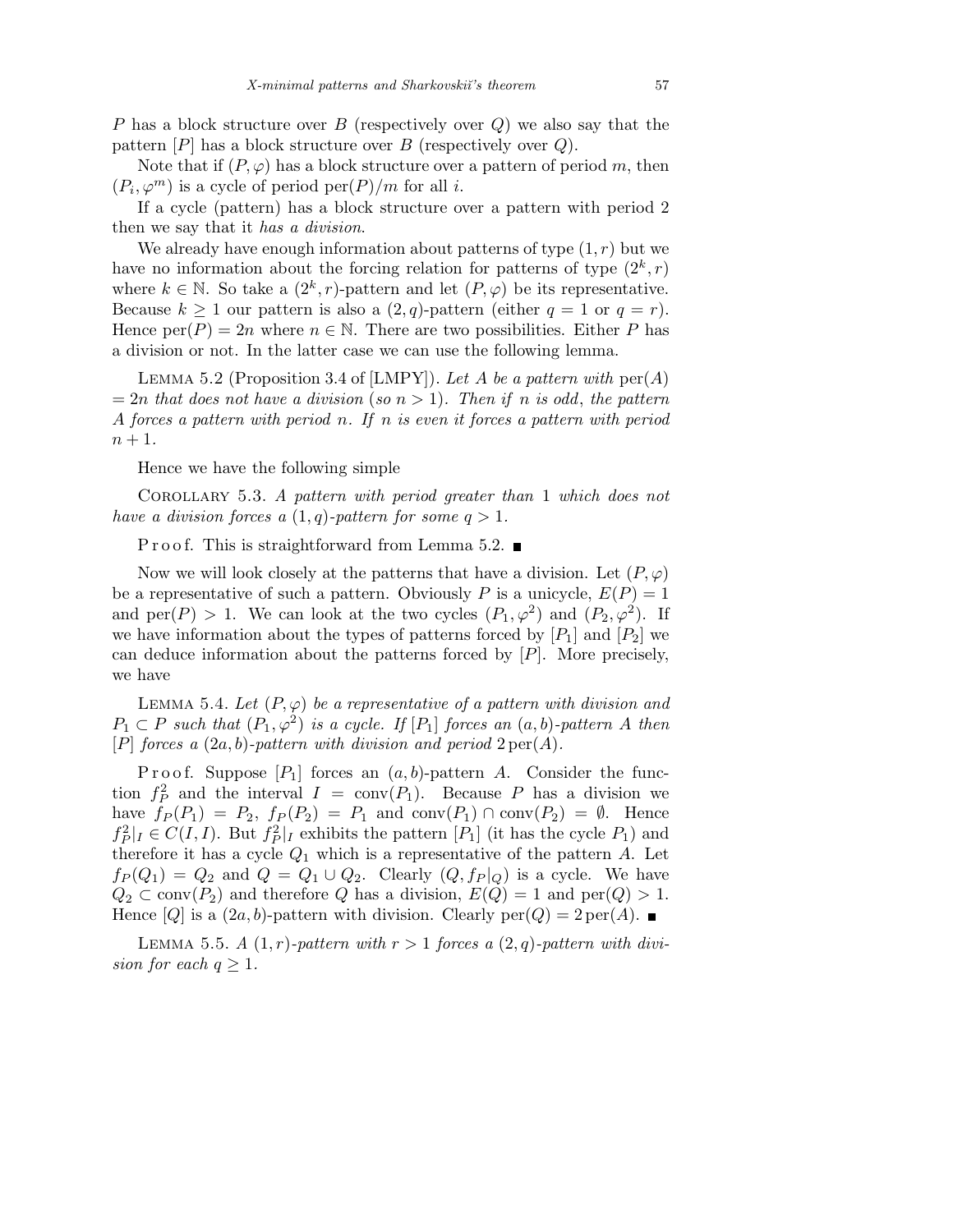$P$ has a block structure over $B$ (respectively over $Q$) we also say that the pattern $[P]$ has a block structure over $B$ (respectively over $Q$).

Note that if $(P,\varphi)$ has a block structure over a pattern of period $m$, then $(P_i,\varphi^m)$ is a cycle of period $\mathrm{per}(P)/m$ for all $i$.

If a cycle (pattern) has a block structure over a pattern with period 2 then we say that it *has a division*.

We already have enough information about patterns of type $(1,r)$ but we have no information about the forcing relation for patterns of type $(2^k,r)$ where $k\in\mathbb{N}$. So take a $(2^k,r)$-pattern and let $(P,\varphi)$ be its representative. Because $k\ge 1$ our pattern is also a $(2,q)$-pattern (either $q=1$ or $q=r$). Hence $\mathrm{per}(P)=2n$ where $n\in\mathbb{N}$. There are two possibilities. Either $P$ has a division or not. In the latter case we can use the following lemma.

Lemma 5.2 (Proposition 3.4 of [LMPY]). *Let $A$ be a pattern with $\mathrm{per}(A)=2n$ that does not have a division (so $n>1$). Then if $n$ is odd, the pattern $A$ forces a pattern with period $n$. If $n$ is even it forces a pattern with period $n+1$.*

Hence we have the following simple

Corollary 5.3. *A pattern with period greater than 1 which does not have a division forces a $(1,q)$-pattern for some $q>1$.*

Proof. This is straightforward from Lemma 5.2. ∎

Now we will look closely at the patterns that have a division. Let $(P,\varphi)$ be a representative of such a pattern. Obviously $P$ is a unicycle, $E(P)=1$ and $\mathrm{per}(P)>1$. We can look at the two cycles $(P_1,\varphi^2)$ and $(P_2,\varphi^2)$. If we have information about the types of patterns forced by $[P_1]$ and $[P_2]$ we can deduce information about the patterns forced by $[P]$. More precisely, we have

Lemma 5.4. *Let $(P,\varphi)$ be a representative of a pattern with division and $P_1\subset P$ such that $(P_1,\varphi^2)$ is a cycle. If $[P_1]$ forces an $(a,b)$-pattern $A$ then $[P]$ forces a $(2a,b)$-pattern with division and period $2\,\mathrm{per}(A)$.*

Proof. Suppose $[P_1]$ forces an $(a,b)$-pattern $A$. Consider the function $f_P^2$ and the interval $I=\mathrm{conv}(P_1)$. Because $P$ has a division we have $f_P(P_1)=P_2$, $f_P(P_2)=P_1$ and $\mathrm{conv}(P_1)\cap\mathrm{conv}(P_2)=\emptyset$. Hence $f_P^2|_I\in C(I,I)$. But $f_P^2|_I$ exhibits the pattern $[P_1]$ (it has the cycle $P_1$) and therefore it has a cycle $Q_1$ which is a representative of the pattern $A$. Let $f_P(Q_1)=Q_2$ and $Q=Q_1\cup Q_2$. Clearly $(Q,f_P|_Q)$ is a cycle. We have $Q_2\subset\mathrm{conv}(P_2)$ and therefore $Q$ has a division, $E(Q)=1$ and $\mathrm{per}(Q)>1$. Hence $[Q]$ is a $(2a,b)$-pattern with division. Clearly $\mathrm{per}(Q)=2\,\mathrm{per}(A)$. ∎

Lemma 5.5. *A $(1,r)$-pattern with $r>1$ forces a $(2,q)$-pattern with division for each $q\ge 1$.*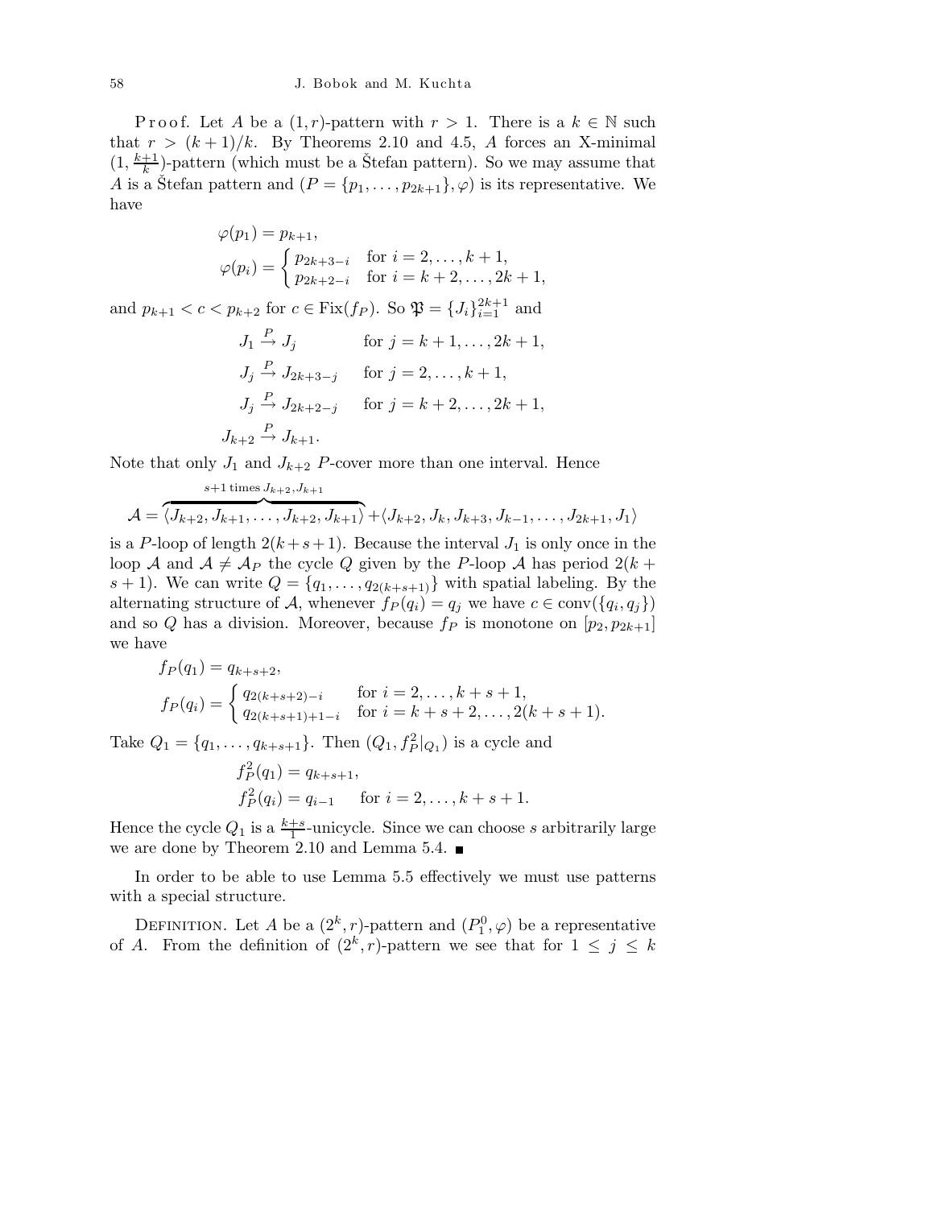P r o o f. Let $A$ be a $(1,r)$-pattern with $r>1$. There is a $k\in\mathbb{N}$ such that $r>(k+1)/k$. By Theorems 2.10 and 4.5, $A$ forces an X-minimal $(1,\frac{k+1}{k})$-pattern (which must be a Štefan pattern). So we may assume that $A$ is a Štefan pattern and $(P=\{p_1,\ldots,p_{2k+1}\},\varphi)$ is its representative. We have

$$
\begin{aligned}
&\varphi(p_1)=p_{k+1},\\
&\varphi(p_i)=\begin{cases} p_{2k+3-i} & \text{for } i=2,\ldots,k+1,\\ p_{2k+2-i} & \text{for } i=k+2,\ldots,2k+1,\end{cases}
\end{aligned}
$$

and $p_{k+1}<c<p_{k+2}$ for $c\in\operatorname{Fix}(f_P)$. So $\mathfrak{P}=\{J_i\}_{i=1}^{2k+1}$ and

$$
\begin{aligned}
J_1 &\overset{P}{\to} J_j && \text{for } j=k+1,\ldots,2k+1,\\
J_j &\overset{P}{\to} J_{2k+3-j} && \text{for } j=2,\ldots,k+1,\\
J_j &\overset{P}{\to} J_{2k+2-j} && \text{for } j=k+2,\ldots,2k+1,\\
J_{k+2} &\overset{P}{\to} J_{k+1}.
\end{aligned}
$$

Note that only $J_1$ and $J_{k+2}$ $P$-cover more than one interval. Hence

$$
\mathcal{A}=\overbrace{\langle J_{k+2},J_{k+1},\ldots,J_{k+2},J_{k+1}\rangle}^{s+1\text{ times } J_{k+2},J_{k+1}}+\langle J_{k+2},J_k,J_{k+3},J_{k-1},\ldots,J_{2k+1},J_1\rangle
$$

is a $P$-loop of length $2(k+s+1)$. Because the interval $J_1$ is only once in the loop $\mathcal{A}$ and $\mathcal{A}\neq\mathcal{A}_P$ the cycle $Q$ given by the $P$-loop $\mathcal{A}$ has period $2(k+s+1)$. We can write $Q=\{q_1,\ldots,q_{2(k+s+1)}\}$ with spatial labeling. By the alternating structure of $\mathcal{A}$, whenever $f_P(q_i)=q_j$ we have $c\in\operatorname{conv}(\{q_i,q_j\})$ and so $Q$ has a division. Moreover, because $f_P$ is monotone on $[p_2,p_{2k+1}]$ we have

$$
\begin{aligned}
&f_P(q_1)=q_{k+s+2},\\
&f_P(q_i)=\begin{cases} q_{2(k+s+2)-i} & \text{for } i=2,\ldots,k+s+1,\\ q_{2(k+s+1)+1-i} & \text{for } i=k+s+2,\ldots,2(k+s+1).\end{cases}
\end{aligned}
$$

Take $Q_1=\{q_1,\ldots,q_{k+s+1}\}$. Then $(Q_1,f_P^2|_{Q_1})$ is a cycle and

$$
\begin{aligned}
&f_P^2(q_1)=q_{k+s+1},\\
&f_P^2(q_i)=q_{i-1} \quad \text{for } i=2,\ldots,k+s+1.
\end{aligned}
$$

Hence the cycle $Q_1$ is a $\frac{k+s}{1}$-unicycle. Since we can choose $s$ arbitrarily large we are done by Theorem 2.10 and Lemma 5.4. ∎

In order to be able to use Lemma 5.5 effectively we must use patterns with a special structure.

Definition. Let $A$ be a $(2^k,r)$-pattern and $(P_1^0,\varphi)$ be a representative of $A$. From the definition of $(2^k,r)$-pattern we see that for $1\le j\le k$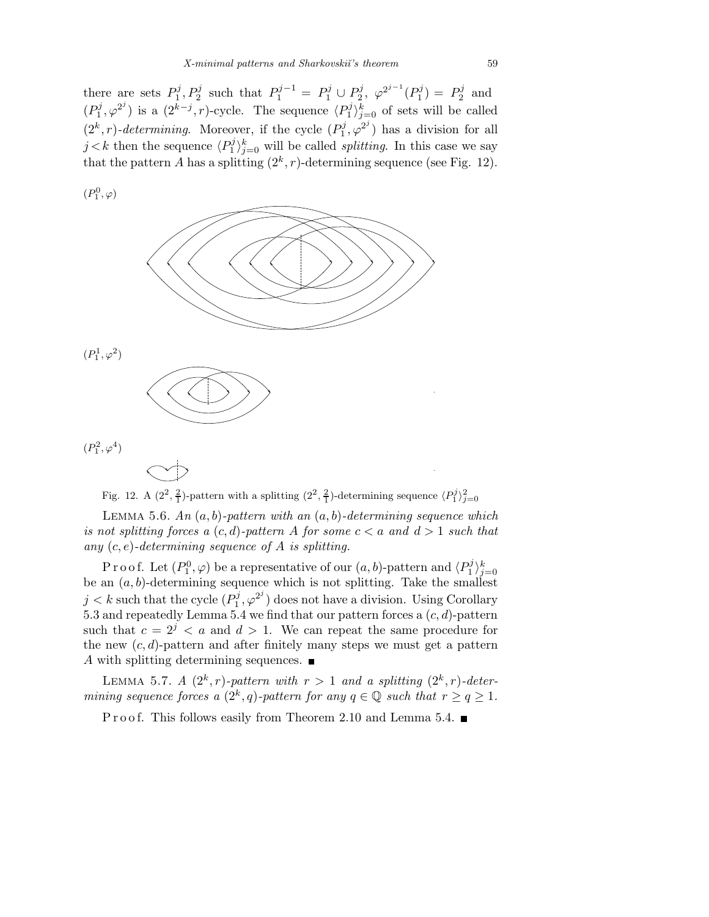there are sets $P_1^j, P_2^j$ such that $P_1^{j-1} = P_1^j \cup P_2^j$, $\varphi^{2^{j-1}}(P_1^j) = P_2^j$ and $(P_1^j, \varphi^{2^j})$ is a $(2^{k-j}, r)$-cycle. The sequence $\langle P_1^j \rangle_{j=0}^k$ of sets will be called $(2^k, r)$-*determining*. Moreover, if the cycle $(P_1^j, \varphi^{2^j})$ has a division for all $j < k$ then the sequence $\langle P_1^j \rangle_{j=0}^k$ will be called *splitting*. In this case we say that the pattern $A$ has a splitting $(2^k, r)$-determining sequence (see Fig. 12).

$(P_1^0, \varphi)$

$(P_1^1, \varphi^2)$

$(P_1^2, \varphi^4)$

Fig. 12. A $(2^2, \frac{2}{1})$-pattern with a splitting $(2^2, \frac{2}{1})$-determining sequence $\langle P_1^j \rangle_{j=0}^2$

Lemma 5.6. *An $(a, b)$-pattern with an $(a, b)$-determining sequence which is not splitting forces a $(c, d)$-pattern $A$ for some $c < a$ and $d > 1$ such that any $(c, e)$-determining sequence of $A$ is splitting.*

Proof. Let $(P_1^0, \varphi)$ be a representative of our $(a, b)$-pattern and $\langle P_1^j \rangle_{j=0}^k$ be an $(a, b)$-determining sequence which is not splitting. Take the smallest $j < k$ such that the cycle $(P_1^j, \varphi^{2^j})$ does not have a division. Using Corollary 5.3 and repeatedly Lemma 5.4 we find that our pattern forces a $(c, d)$-pattern such that $c = 2^j < a$ and $d > 1$. We can repeat the same procedure for the new $(c, d)$-pattern and after finitely many steps we must get a pattern $A$ with splitting determining sequences. ∎

Lemma 5.7. *A $(2^k, r)$-pattern with $r > 1$ and a splitting $(2^k, r)$-determining sequence forces a $(2^k, q)$-pattern for any $q \in \mathbb{Q}$ such that $r \geq q \geq 1$.*

Proof. This follows easily from Theorem 2.10 and Lemma 5.4. ∎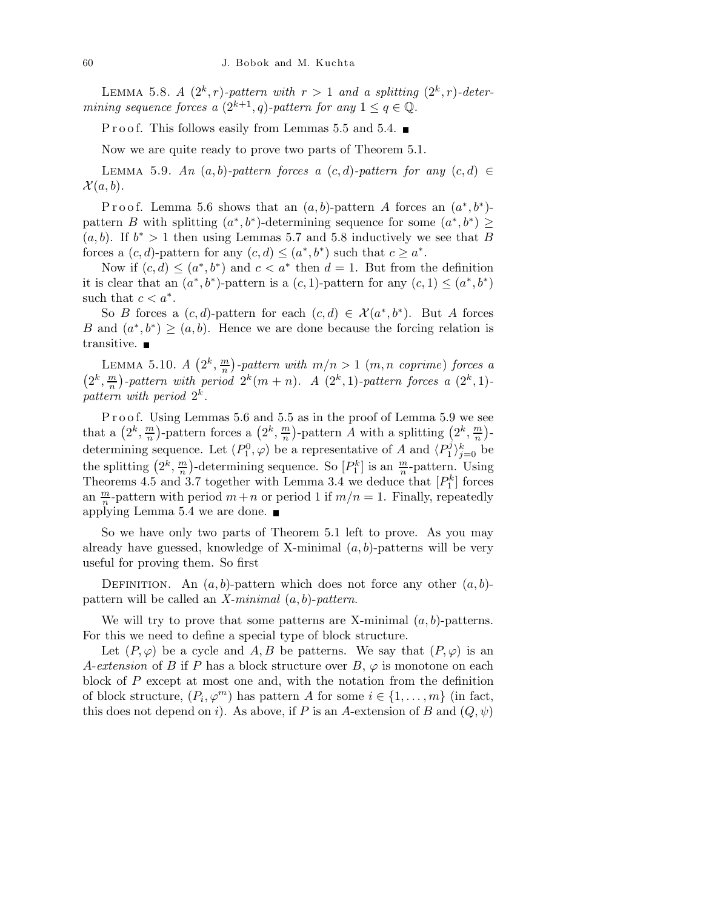LEMMA 5.8. *A $(2^k, r)$-pattern with $r > 1$ and a splitting $(2^k, r)$-determining sequence forces a $(2^{k+1}, q)$-pattern for any $1 \leq q \in \mathbb{Q}$.*

Proof. This follows easily from Lemmas 5.5 and 5.4. ■

Now we are quite ready to prove two parts of Theorem 5.1.

LEMMA 5.9. *An $(a, b)$-pattern forces a $(c, d)$-pattern for any $(c, d) \in \mathcal{X}(a, b)$.*

Proof. Lemma 5.6 shows that an $(a, b)$-pattern $A$ forces an $(a^*, b^*)$-pattern $B$ with splitting $(a^*, b^*)$-determining sequence for some $(a^*, b^*) \geq (a, b)$. If $b^* > 1$ then using Lemmas 5.7 and 5.8 inductively we see that $B$ forces a $(c, d)$-pattern for any $(c, d) \leq (a^*, b^*)$ such that $c \geq a^*$.

Now if $(c, d) \leq (a^*, b^*)$ and $c < a^*$ then $d = 1$. But from the definition it is clear that an $(a^*, b^*)$-pattern is a $(c, 1)$-pattern for any $(c, 1) \leq (a^*, b^*)$ such that $c < a^*$.

So $B$ forces a $(c, d)$-pattern for each $(c, d) \in \mathcal{X}(a^*, b^*)$. But $A$ forces $B$ and $(a^*, b^*) \geq (a, b)$. Hence we are done because the forcing relation is transitive. ■

LEMMA 5.10. *A $\left(2^k, \frac{m}{n}\right)$-pattern with $m/n > 1$ ($m, n$ coprime) forces a $\left(2^k, \frac{m}{n}\right)$-pattern with period $2^k(m + n)$. A $(2^k, 1)$-pattern forces a $(2^k, 1)$-pattern with period $2^k$.*

Proof. Using Lemmas 5.6 and 5.5 as in the proof of Lemma 5.9 we see that a $\left(2^k, \frac{m}{n}\right)$-pattern forces a $\left(2^k, \frac{m}{n}\right)$-pattern $A$ with a splitting $\left(2^k, \frac{m}{n}\right)$-determining sequence. Let $(P_1^0, \varphi)$ be a representative of $A$ and $\langle P_1^j \rangle_{j=0}^k$ be the splitting $\left(2^k, \frac{m}{n}\right)$-determining sequence. So $[P_1^k]$ is an $\frac{m}{n}$-pattern. Using Theorems 4.5 and 3.7 together with Lemma 3.4 we deduce that $[P_1^k]$ forces an $\frac{m}{n}$-pattern with period $m + n$ or period 1 if $m/n = 1$. Finally, repeatedly applying Lemma 5.4 we are done. ■

So we have only two parts of Theorem 5.1 left to prove. As you may already have guessed, knowledge of X-minimal $(a, b)$-patterns will be very useful for proving them. So first

DEFINITION. An $(a, b)$-pattern which does not force any other $(a, b)$-pattern will be called an *X-minimal $(a, b)$-pattern*.

We will try to prove that some patterns are X-minimal $(a, b)$-patterns. For this we need to define a special type of block structure.

Let $(P, \varphi)$ be a cycle and $A, B$ be patterns. We say that $(P, \varphi)$ is an *$A$-extension* of $B$ if $P$ has a block structure over $B$, $\varphi$ is monotone on each block of $P$ except at most one and, with the notation from the definition of block structure, $(P_i, \varphi^m)$ has pattern $A$ for some $i \in \{1, \ldots, m\}$ (in fact, this does not depend on $i$). As above, if $P$ is an $A$-extension of $B$ and $(Q, \psi)$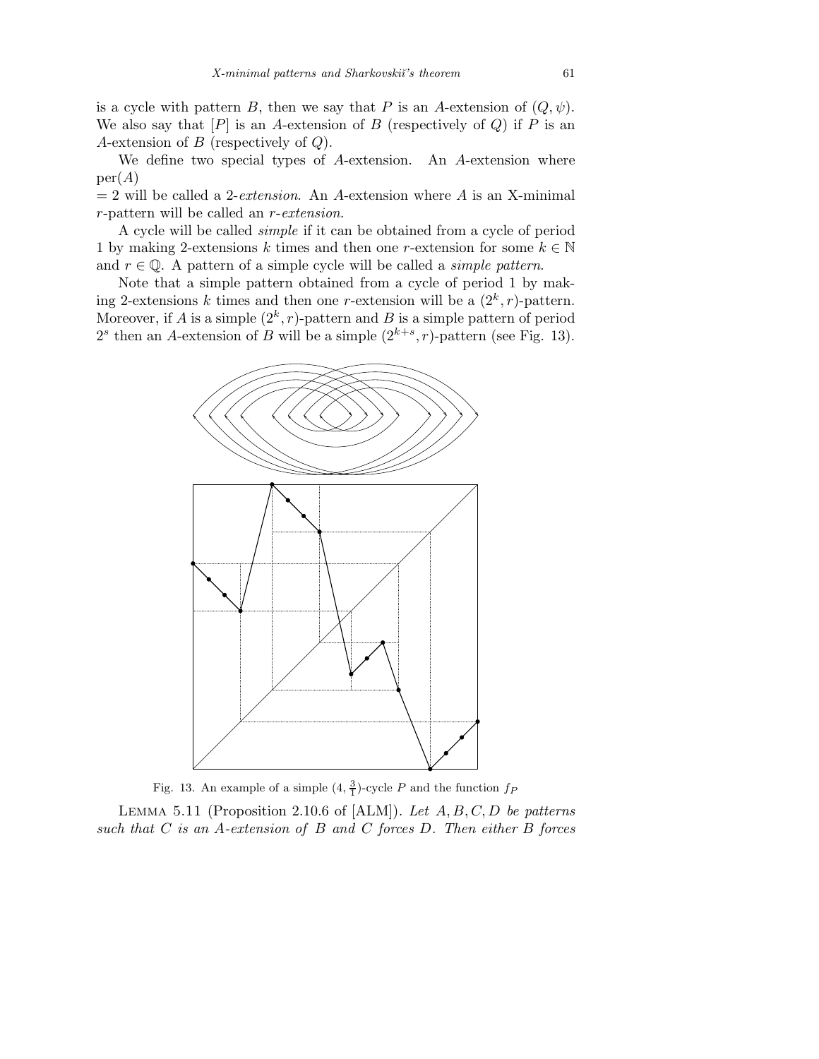is a cycle with pattern $B$, then we say that $P$ is an $A$-extension of $(Q, \psi)$. We also say that $[P]$ is an $A$-extension of $B$ (respectively of $Q$) if $P$ is an $A$-extension of $B$ (respectively of $Q$).

We define two special types of $A$-extension. An $A$-extension where $\mathrm{per}(A)$
$= 2$ will be called a *2-extension*. An $A$-extension where $A$ is an X-minimal $r$-pattern will be called an *$r$-extension*.

A cycle will be called *simple* if it can be obtained from a cycle of period 1 by making 2-extensions $k$ times and then one $r$-extension for some $k \in \mathbb{N}$ and $r \in \mathbb{Q}$. A pattern of a simple cycle will be called a *simple pattern*.

Note that a simple pattern obtained from a cycle of period 1 by making 2-extensions $k$ times and then one $r$-extension will be a $(2^k, r)$-pattern. Moreover, if $A$ is a simple $(2^k, r)$-pattern and $B$ is a simple pattern of period $2^s$ then an $A$-extension of $B$ will be a simple $(2^{k+s}, r)$-pattern (see Fig. 13).

Fig. 13. An example of a simple $(4, \frac{3}{1})$-cycle $P$ and the function $f_P$

Lemma 5.11 (Proposition 2.10.6 of [ALM]). *Let $A, B, C, D$ be patterns such that $C$ is an $A$-extension of $B$ and $C$ forces $D$. Then either $B$ forces*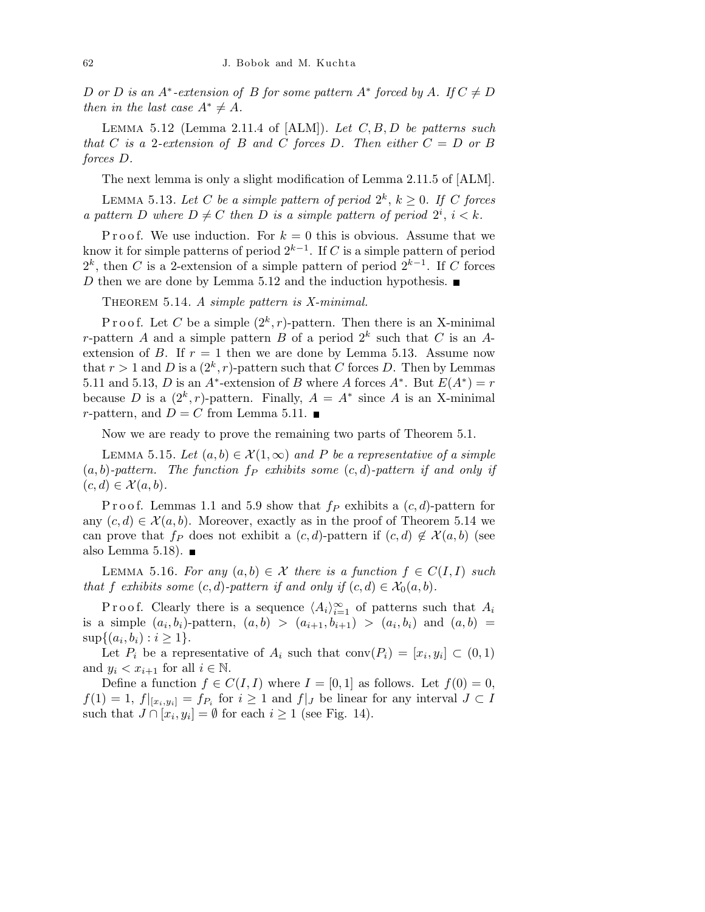$D$ or $D$ is an $A^*$-extension of $B$ for some pattern $A^*$ forced by $A$. If $C \neq D$ then in the last case $A^* \neq A$.

Lemma 5.12 (Lemma 2.11.4 of [ALM]). *Let $C, B, D$ be patterns such that $C$ is a 2-extension of $B$ and $C$ forces $D$. Then either $C = D$ or $B$ forces $D$.*

The next lemma is only a slight modification of Lemma 2.11.5 of [ALM].

Lemma 5.13. *Let $C$ be a simple pattern of period $2^k$, $k \geq 0$. If $C$ forces a pattern $D$ where $D \neq C$ then $D$ is a simple pattern of period $2^i$, $i < k$.*

Proof. We use induction. For $k = 0$ this is obvious. Assume that we know it for simple patterns of period $2^{k-1}$. If $C$ is a simple pattern of period $2^k$, then $C$ is a 2-extension of a simple pattern of period $2^{k-1}$. If $C$ forces $D$ then we are done by Lemma 5.12 and the induction hypothesis. ■

Theorem 5.14. *A simple pattern is X-minimal.*

Proof. Let $C$ be a simple $(2^k, r)$-pattern. Then there is an X-minimal $r$-pattern $A$ and a simple pattern $B$ of a period $2^k$ such that $C$ is an $A$-extension of $B$. If $r = 1$ then we are done by Lemma 5.13. Assume now that $r > 1$ and $D$ is a $(2^k, r)$-pattern such that $C$ forces $D$. Then by Lemmas 5.11 and 5.13, $D$ is an $A^*$-extension of $B$ where $A$ forces $A^*$. But $E(A^*) = r$ because $D$ is a $(2^k, r)$-pattern. Finally, $A = A^*$ since $A$ is an X-minimal $r$-pattern, and $D = C$ from Lemma 5.11. ■

Now we are ready to prove the remaining two parts of Theorem 5.1.

Lemma 5.15. *Let $(a, b) \in \mathcal{X}(1, \infty)$ and $P$ be a representative of a simple $(a, b)$-pattern. The function $f_P$ exhibits some $(c, d)$-pattern if and only if $(c, d) \in \mathcal{X}(a, b)$.*

Proof. Lemmas 1.1 and 5.9 show that $f_P$ exhibits a $(c, d)$-pattern for any $(c, d) \in \mathcal{X}(a, b)$. Moreover, exactly as in the proof of Theorem 5.14 we can prove that $f_P$ does not exhibit a $(c, d)$-pattern if $(c, d) \notin \mathcal{X}(a, b)$ (see also Lemma 5.18). ■

Lemma 5.16. *For any $(a, b) \in \mathcal{X}$ there is a function $f \in C(I, I)$ such that $f$ exhibits some $(c, d)$-pattern if and only if $(c, d) \in \mathcal{X}_0(a, b)$.*

Proof. Clearly there is a sequence $\langle A_i \rangle_{i=1}^{\infty}$ of patterns such that $A_i$ is a simple $(a_i, b_i)$-pattern, $(a, b) > (a_{i+1}, b_{i+1}) > (a_i, b_i)$ and $(a, b) = \sup\{(a_i, b_i) : i \geq 1\}$.

Let $P_i$ be a representative of $A_i$ such that $\operatorname{conv}(P_i) = [x_i, y_i] \subset (0, 1)$ and $y_i < x_{i+1}$ for all $i \in \mathbb{N}$.

Define a function $f \in C(I, I)$ where $I = [0, 1]$ as follows. Let $f(0) = 0$, $f(1) = 1$, $f|_{[x_i, y_i]} = f_{P_i}$ for $i \geq 1$ and $f|_J$ be linear for any interval $J \subset I$ such that $J \cap [x_i, y_i] = \emptyset$ for each $i \geq 1$ (see Fig. 14).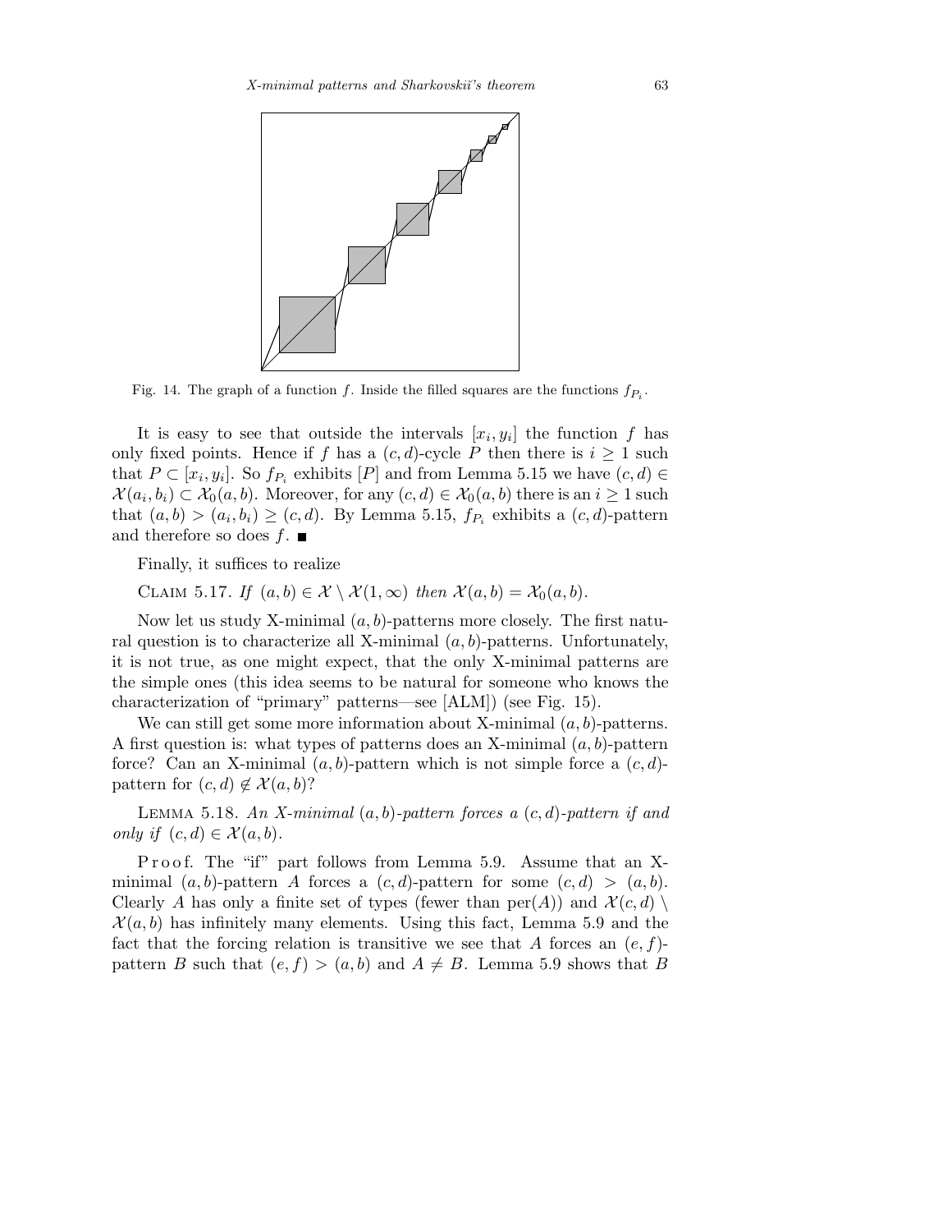Fig. 14. The graph of a function $f$. Inside the filled squares are the functions $f_{P_i}$.

It is easy to see that outside the intervals $[x_i, y_i]$ the function $f$ has only fixed points. Hence if $f$ has a $(c,d)$-cycle $P$ then there is $i \geq 1$ such that $P \subset [x_i, y_i]$. So $f_{P_i}$ exhibits $[P]$ and from Lemma 5.15 we have $(c,d) \in \mathcal{X}(a_i, b_i) \subset \mathcal{X}_0(a,b)$. Moreover, for any $(c,d) \in \mathcal{X}_0(a,b)$ there is an $i \geq 1$ such that $(a,b) > (a_i, b_i) \geq (c,d)$. By Lemma 5.15, $f_{P_i}$ exhibits a $(c,d)$-pattern and therefore so does $f$. ∎

Finally, it suffices to realize

Claim 5.17. *If* $(a,b) \in \mathcal{X} \setminus \mathcal{X}(1,\infty)$ *then* $\mathcal{X}(a,b) = \mathcal{X}_0(a,b)$.

Now let us study X-minimal $(a,b)$-patterns more closely. The first natural question is to characterize all X-minimal $(a,b)$-patterns. Unfortunately, it is not true, as one might expect, that the only X-minimal patterns are the simple ones (this idea seems to be natural for someone who knows the characterization of "primary" patterns—see [ALM]) (see Fig. 15).

We can still get some more information about X-minimal $(a,b)$-patterns. A first question is: what types of patterns does an X-minimal $(a,b)$-pattern force? Can an X-minimal $(a,b)$-pattern which is not simple force a $(c,d)$-pattern for $(c,d) \notin \mathcal{X}(a,b)$?

Lemma 5.18. *An X-minimal* $(a,b)$*-pattern forces a* $(c,d)$*-pattern if and only if* $(c,d) \in \mathcal{X}(a,b)$.

Proof. The "if" part follows from Lemma 5.9. Assume that an X-minimal $(a,b)$-pattern $A$ forces a $(c,d)$-pattern for some $(c,d) > (a,b)$. Clearly $A$ has only a finite set of types (fewer than $\mathrm{per}(A)$) and $\mathcal{X}(c,d) \setminus \mathcal{X}(a,b)$ has infinitely many elements. Using this fact, Lemma 5.9 and the fact that the forcing relation is transitive we see that $A$ forces an $(e,f)$-pattern $B$ such that $(e,f) > (a,b)$ and $A \neq B$. Lemma 5.9 shows that $B$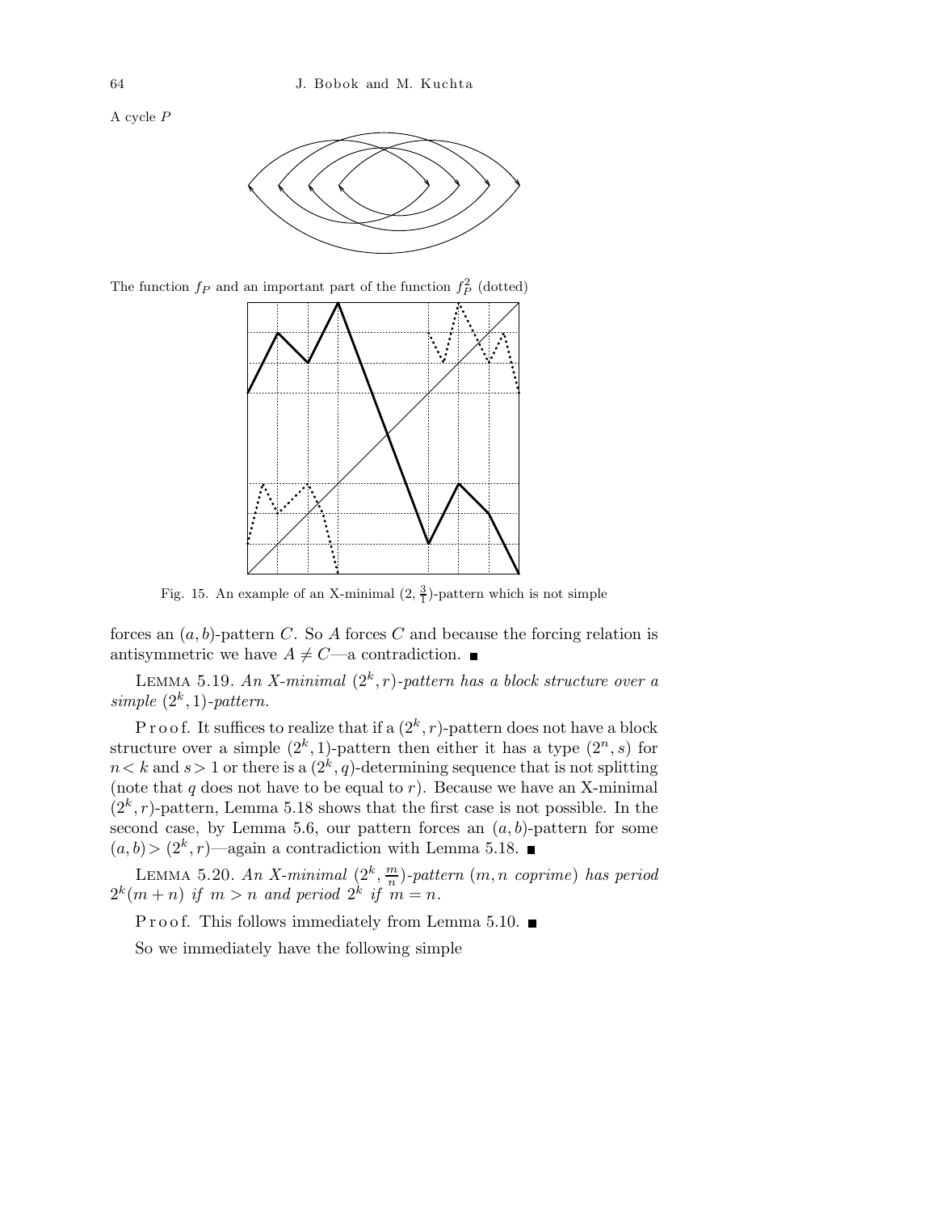A cycle $P$

The function $f_P$ and an important part of the function $f_P^2$ (dotted)

Fig. 15. An example of an X-minimal $(2, \frac{3}{1})$-pattern which is not simple

forces an $(a,b)$-pattern $C$. So $A$ forces $C$ and because the forcing relation is antisymmetric we have $A \neq C$—a contradiction. ■

LEMMA 5.19. *An X-minimal $(2^k, r)$-pattern has a block structure over a simple $(2^k, 1)$-pattern.*

Proof. It suffices to realize that if a $(2^k, r)$-pattern does not have a block structure over a simple $(2^k, 1)$-pattern then either it has a type $(2^n, s)$ for $n < k$ and $s > 1$ or there is a $(2^k, q)$-determining sequence that is not splitting (note that $q$ does not have to be equal to $r$). Because we have an X-minimal $(2^k, r)$-pattern, Lemma 5.18 shows that the first case is not possible. In the second case, by Lemma 5.6, our pattern forces an $(a,b)$-pattern for some $(a,b) > (2^k, r)$—again a contradiction with Lemma 5.18. ■

LEMMA 5.20. *An X-minimal $(2^k, \frac{m}{n})$-pattern ($m, n$ coprime) has period $2^k(m+n)$ if $m > n$ and period $2^k$ if $m = n$.*

Proof. This follows immediately from Lemma 5.10. ■

So we immediately have the following simple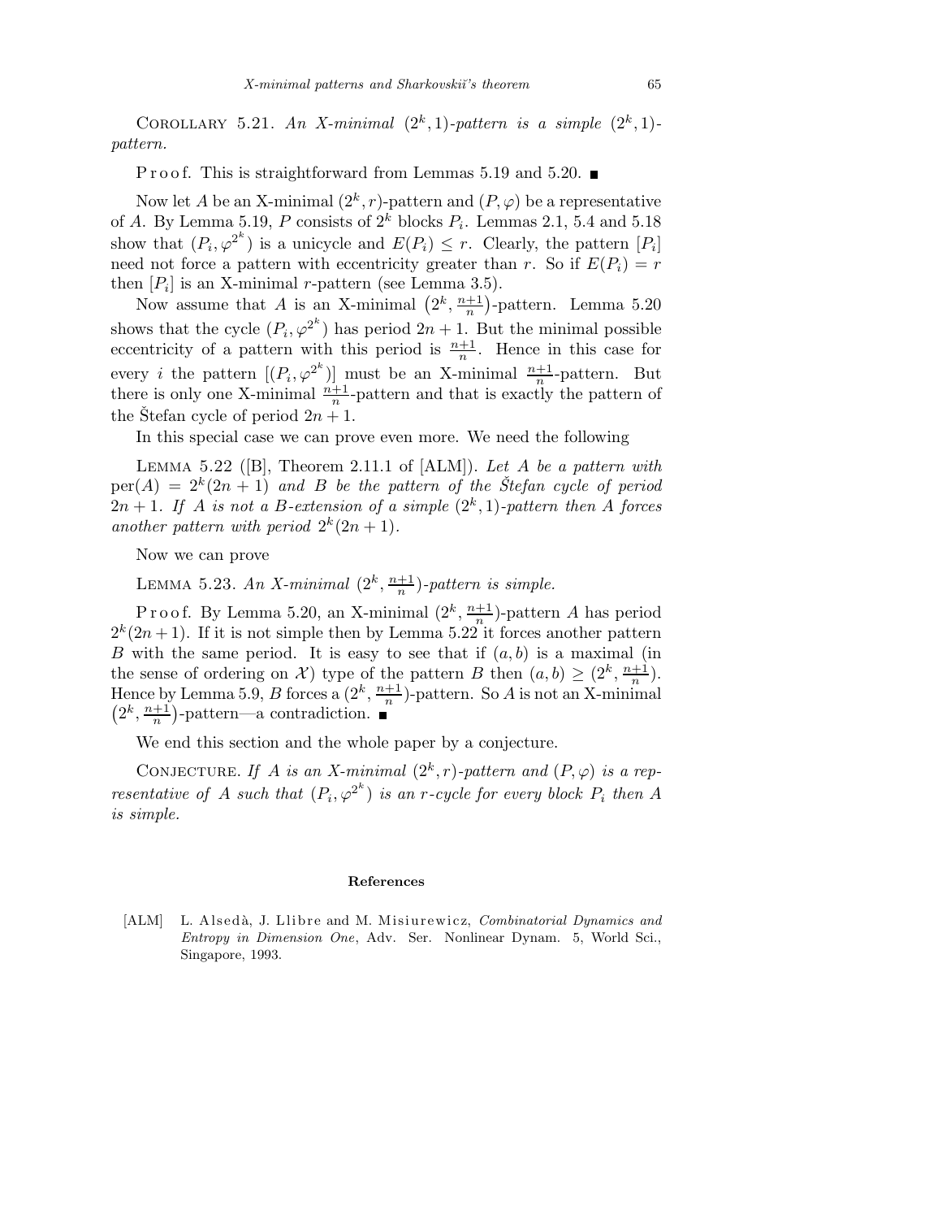COROLLARY 5.21. *An X-minimal $(2^k, 1)$-pattern is a simple $(2^k, 1)$-pattern.*

Proof. This is straightforward from Lemmas 5.19 and 5.20. ∎

Now let $A$ be an X-minimal $(2^k, r)$-pattern and $(P, \varphi)$ be a representative of $A$. By Lemma 5.19, $P$ consists of $2^k$ blocks $P_i$. Lemmas 2.1, 5.4 and 5.18 show that $(P_i, \varphi^{2^k})$ is a unicycle and $E(P_i) \le r$. Clearly, the pattern $[P_i]$ need not force a pattern with eccentricity greater than $r$. So if $E(P_i) = r$ then $[P_i]$ is an X-minimal $r$-pattern (see Lemma 3.5).

Now assume that $A$ is an X-minimal $\left(2^k, \frac{n+1}{n}\right)$-pattern. Lemma 5.20 shows that the cycle $(P_i, \varphi^{2^k})$ has period $2n+1$. But the minimal possible eccentricity of a pattern with this period is $\frac{n+1}{n}$. Hence in this case for every $i$ the pattern $[(P_i, \varphi^{2^k})]$ must be an X-minimal $\frac{n+1}{n}$-pattern. But there is only one X-minimal $\frac{n+1}{n}$-pattern and that is exactly the pattern of the Štefan cycle of period $2n+1$.

In this special case we can prove even more. We need the following

LEMMA 5.22 ([B], Theorem 2.11.1 of [ALM]). *Let $A$ be a pattern with $\mathrm{per}(A) = 2^k(2n+1)$ and $B$ be the pattern of the Štefan cycle of period $2n+1$. If $A$ is not a $B$-extension of a simple $(2^k, 1)$-pattern then $A$ forces another pattern with period $2^k(2n+1)$.*

Now we can prove

LEMMA 5.23. *An X-minimal $(2^k, \frac{n+1}{n})$-pattern is simple.*

Proof. By Lemma 5.20, an X-minimal $(2^k, \frac{n+1}{n})$-pattern $A$ has period $2^k(2n+1)$. If it is not simple then by Lemma 5.22 it forces another pattern $B$ with the same period. It is easy to see that if $(a, b)$ is a maximal (in the sense of ordering on $\mathcal{X}$) type of the pattern $B$ then $(a, b) \ge (2^k, \frac{n+1}{n})$. Hence by Lemma 5.9, $B$ forces a $(2^k, \frac{n+1}{n})$-pattern. So $A$ is not an X-minimal $\left(2^k, \frac{n+1}{n}\right)$-pattern—a contradiction. ∎

We end this section and the whole paper by a conjecture.

CONJECTURE. *If $A$ is an X-minimal $(2^k, r)$-pattern and $(P, \varphi)$ is a representative of $A$ such that $(P_i, \varphi^{2^k})$ is an $r$-cycle for every block $P_i$ then $A$ is simple.*

## References

[ALM] L. Alsedà, J. Llibre and M. Misiurewicz, *Combinatorial Dynamics and Entropy in Dimension One*, Adv. Ser. Nonlinear Dynam. 5, World Sci., Singapore, 1993.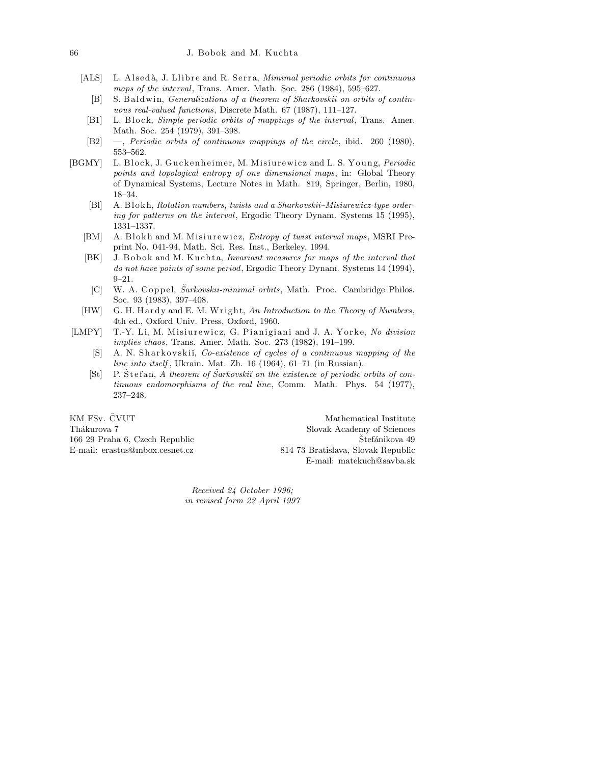[ALS] L. Alsedà, J. Llibre and R. Serra, *Mimimal periodic orbits for continuous maps of the interval*, Trans. Amer. Math. Soc. 286 (1984), 595–627.

[B] S. Baldwin, *Generalizations of a theorem of Sharkovskii on orbits of continuous real-valued functions*, Discrete Math. 67 (1987), 111–127.

[B1] L. Block, *Simple periodic orbits of mappings of the interval*, Trans. Amer. Math. Soc. 254 (1979), 391–398.

[B2] —, *Periodic orbits of continuous mappings of the circle*, ibid. 260 (1980), 553–562.

[BGMY] L. Block, J. Guckenheimer, M. Misiurewicz and L. S. Young, *Periodic points and topological entropy of one dimensional maps*, in: Global Theory of Dynamical Systems, Lecture Notes in Math. 819, Springer, Berlin, 1980, 18–34.

[Bl] A. Blokh, *Rotation numbers, twists and a Sharkovskii–Misiurewicz-type ordering for patterns on the interval*, Ergodic Theory Dynam. Systems 15 (1995), 1331–1337.

[BM] A. Blokh and M. Misiurewicz, *Entropy of twist interval maps*, MSRI Preprint No. 041-94, Math. Sci. Res. Inst., Berkeley, 1994.

[BK] J. Bobok and M. Kuchta, *Invariant measures for maps of the interval that do not have points of some period*, Ergodic Theory Dynam. Systems 14 (1994), 9–21.

[C] W. A. Coppel, *Šarkovskii-minimal orbits*, Math. Proc. Cambridge Philos. Soc. 93 (1983), 397–408.

[HW] G. H. Hardy and E. M. Wright, *An Introduction to the Theory of Numbers*, 4th ed., Oxford Univ. Press, Oxford, 1960.

[LMPY] T.-Y. Li, M. Misiurewicz, G. Pianigiani and J. A. Yorke, *No division implies chaos*, Trans. Amer. Math. Soc. 273 (1982), 191–199.

[S] A. N. Sharkovskiĭ, *Co-existence of cycles of a continuous mapping of the line into itself*, Ukrain. Mat. Zh. 16 (1964), 61–71 (in Russian).

[St] P. Štefan, *A theorem of Šarkovskiĭ on the existence of periodic orbits of continuous endomorphisms of the real line*, Comm. Math. Phys. 54 (1977), 237–248.

KM FSv. ČVUT
Thákurova 7
166 29 Praha 6, Czech Republic
E-mail: erastus@mbox.cesnet.cz

Mathematical Institute
Slovak Academy of Sciences
Štefánikova 49
814 73 Bratislava, Slovak Republic
E-mail: matekuch@savba.sk

*Received 24 October 1996;*
*in revised form 22 April 1997*